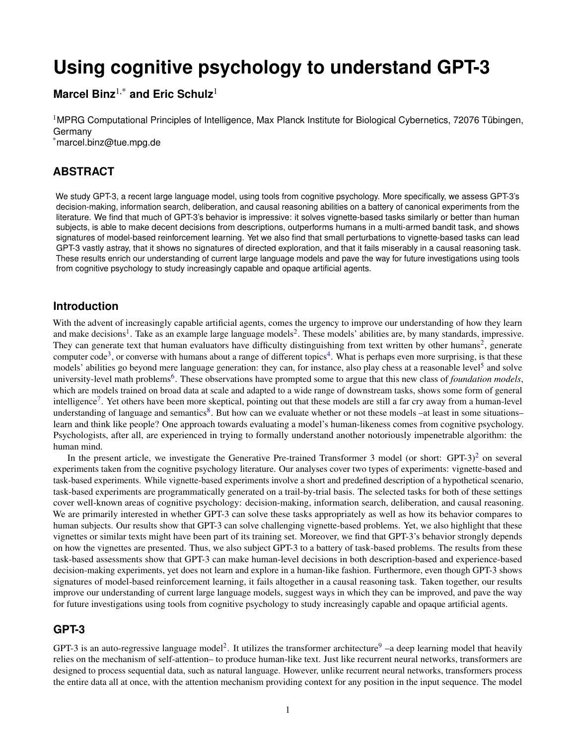# Using cognitive psychology to understand GPT-3

**Marcel Binz**[1,*] **and Eric Schulz**[1]

[1]MPRG Computational Principles of Intelligence, Max Planck Institute for Biological Cybernetics, 72076 Tübingen, Germany
[*]marcel.binz@tue.mpg.de

## ABSTRACT

We study GPT-3, a recent large language model, using tools from cognitive psychology. More specifically, we assess GPT-3's decision-making, information search, deliberation, and causal reasoning abilities on a battery of canonical experiments from the literature. We find that much of GPT-3's behavior is impressive: it solves vignette-based tasks similarly or better than human subjects, is able to make decent decisions from descriptions, outperforms humans in a multi-armed bandit task, and shows signatures of model-based reinforcement learning. Yet we also find that small perturbations to vignette-based tasks can lead GPT-3 vastly astray, that it shows no signatures of directed exploration, and that it fails miserably in a causal reasoning task. These results enrich our understanding of current large language models and pave the way for future investigations using tools from cognitive psychology to study increasingly capable and opaque artificial agents.

## Introduction

With the advent of increasingly capable artificial agents, comes the urgency to improve our understanding of how they learn and make decisions[1]. Take as an example large language models[2]. These models' abilities are, by many standards, impressive. They can generate text that human evaluators have difficulty distinguishing from text written by other humans[2], generate computer code[3], or converse with humans about a range of different topics[4]. What is perhaps even more surprising, is that these models' abilities go beyond mere language generation: they can, for instance, also play chess at a reasonable level[5] and solve university-level math problems[6]. These observations have prompted some to argue that this new class of *foundation models*, which are models trained on broad data at scale and adapted to a wide range of downstream tasks, shows some form of general intelligence[7]. Yet others have been more skeptical, pointing out that these models are still a far cry away from a human-level understanding of language and semantics[8]. But how can we evaluate whether or not these models –at least in some situations– learn and think like people? One approach towards evaluating a model's human-likeness comes from cognitive psychology. Psychologists, after all, are experienced in trying to formally understand another notoriously impenetrable algorithm: the human mind.

In the present article, we investigate the Generative Pre-trained Transformer 3 model (or short: GPT-3)[2] on several experiments taken from the cognitive psychology literature. Our analyses cover two types of experiments: vignette-based and task-based experiments. While vignette-based experiments involve a short and predefined description of a hypothetical scenario, task-based experiments are programmatically generated on a trail-by-trial basis. The selected tasks for both of these settings cover well-known areas of cognitive psychology: decision-making, information search, deliberation, and causal reasoning. We are primarily interested in whether GPT-3 can solve these tasks appropriately as well as how its behavior compares to human subjects. Our results show that GPT-3 can solve challenging vignette-based problems. Yet, we also highlight that these vignettes or similar texts might have been part of its training set. Moreover, we find that GPT-3's behavior strongly depends on how the vignettes are presented. Thus, we also subject GPT-3 to a battery of task-based problems. The results from these task-based assessments show that GPT-3 can make human-level decisions in both description-based and experience-based decision-making experiments, yet does not learn and explore in a human-like fashion. Furthermore, even though GPT-3 shows signatures of model-based reinforcement learning, it fails altogether in a causal reasoning task. Taken together, our results improve our understanding of current large language models, suggest ways in which they can be improved, and pave the way for future investigations using tools from cognitive psychology to study increasingly capable and opaque artificial agents.

## GPT-3

GPT-3 is an auto-regressive language model[2]. It utilizes the transformer architecture[9] –a deep learning model that heavily relies on the mechanism of self-attention– to produce human-like text. Just like recurrent neural networks, transformers are designed to process sequential data, such as natural language. However, unlike recurrent neural networks, transformers process the entire data all at once, with the attention mechanism providing context for any position in the input sequence. The model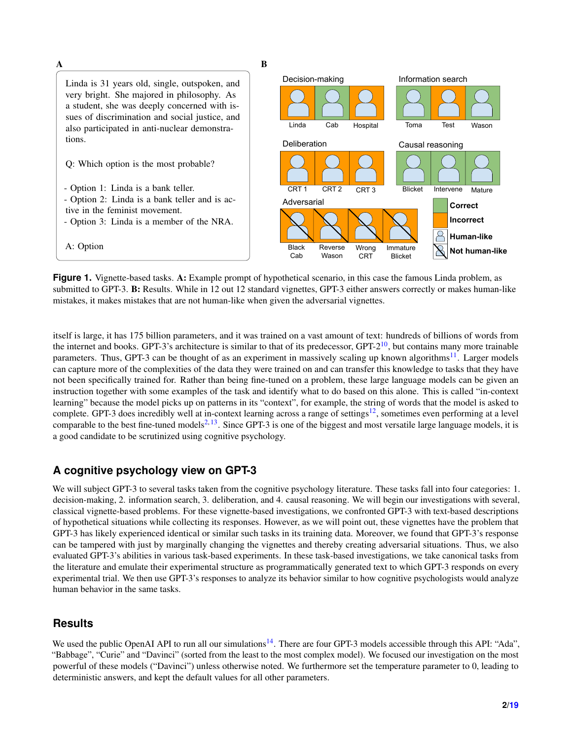**A**

Linda is 31 years old, single, outspoken, and very bright. She majored in philosophy. As a student, she was deeply concerned with issues of discrimination and social justice, and also participated in anti-nuclear demonstrations.

Q: Which option is the most probable?

- Option 1: Linda is a bank teller.
- Option 2: Linda is a bank teller and is active in the feminist movement.
- Option 3: Linda is a member of the NRA.

A: Option

**B**

| Category | Task | Result | Human-likeness |
| --- | --- | --- | --- |
| Decision-making | Linda | Incorrect | Human-like |
| Decision-making | Cab | Correct | Human-like |
| Decision-making | Hospital | Incorrect | Human-like |
| Information search | Toma | Correct | Human-like |
| Information search | Test | Incorrect | Human-like |
| Information search | Wason | Correct | Human-like |
| Deliberation | CRT 1 | Incorrect | Human-like |
| Deliberation | CRT 2 | Incorrect | Human-like |
| Deliberation | CRT 3 | Incorrect | Human-like |
| Causal reasoning | Blicket | Correct | Human-like |
| Causal reasoning | Intervene | Correct | Human-like |
| Causal reasoning | Mature | Correct | Human-like |
| Adversarial | Black Cab | Incorrect | Not human-like |
| Adversarial | Reverse Wason | Incorrect | Not human-like |
| Adversarial | Wrong CRT | Incorrect | Not human-like |
| Adversarial | Immature Blicket | Incorrect | Not human-like |

**Figure 1.** Vignette-based tasks. **A:** Example prompt of hypothetical scenario, in this case the famous Linda problem, as submitted to GPT-3. **B:** Results. While in 12 out 12 standard vignettes, GPT-3 either answers correctly or makes human-like mistakes, it makes mistakes that are not human-like when given the adversarial vignettes.

itself is large, it has 175 billion parameters, and it was trained on a vast amount of text: hundreds of billions of words from the internet and books. GPT-3's architecture is similar to that of its predecessor, GPT-2[10], but contains many more trainable parameters. Thus, GPT-3 can be thought of as an experiment in massively scaling up known algorithms[11]. Larger models can capture more of the complexities of the data they were trained on and can transfer this knowledge to tasks that they have not been specifically trained for. Rather than being fine-tuned on a problem, these large language models can be given an instruction together with some examples of the task and identify what to do based on this alone. This is called "in-context learning" because the model picks up on patterns in its "context", for example, the string of words that the model is asked to complete. GPT-3 does incredibly well at in-context learning across a range of settings[12], sometimes even performing at a level comparable to the best fine-tuned models[2,13]. Since GPT-3 is one of the biggest and most versatile large language models, it is a good candidate to be scrutinized using cognitive psychology.

## A cognitive psychology view on GPT-3

We will subject GPT-3 to several tasks taken from the cognitive psychology literature. These tasks fall into four categories: 1. decision-making, 2. information search, 3. deliberation, and 4. causal reasoning. We will begin our investigations with several, classical vignette-based problems. For these vignette-based investigations, we confronted GPT-3 with text-based descriptions of hypothetical situations while collecting its responses. However, as we will point out, these vignettes have the problem that GPT-3 has likely experienced identical or similar such tasks in its training data. Moreover, we found that GPT-3's response can be tampered with just by marginally changing the vignettes and thereby creating adversarial situations. Thus, we also evaluated GPT-3's abilities in various task-based experiments. In these task-based investigations, we take canonical tasks from the literature and emulate their experimental structure as programmatically generated text to which GPT-3 responds on every experimental trial. We then use GPT-3's responses to analyze its behavior similar to how cognitive psychologists would analyze human behavior in the same tasks.

## Results

We used the public OpenAI API to run all our simulations[14]. There are four GPT-3 models accessible through this API: "Ada", "Babbage", "Curie" and "Davinci" (sorted from the least to the most complex model). We focused our investigation on the most powerful of these models ("Davinci") unless otherwise noted. We furthermore set the temperature parameter to 0, leading to deterministic answers, and kept the default values for all other parameters.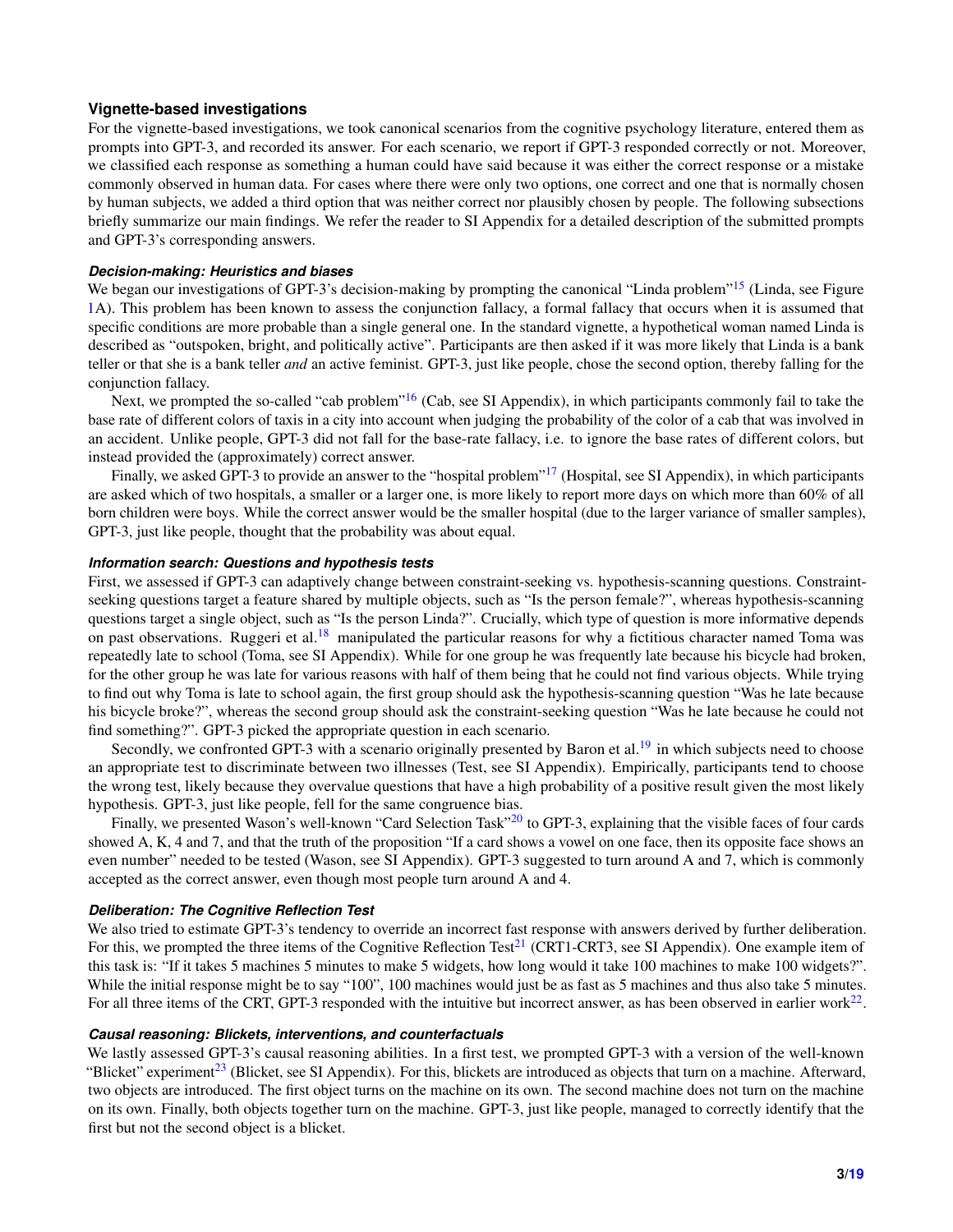## Vignette-based investigations

For the vignette-based investigations, we took canonical scenarios from the cognitive psychology literature, entered them as prompts into GPT-3, and recorded its answer. For each scenario, we report if GPT-3 responded correctly or not. Moreover, we classified each response as something a human could have said because it was either the correct response or a mistake commonly observed in human data. For cases where there were only two options, one correct and one that is normally chosen by human subjects, we added a third option that was neither correct nor plausibly chosen by people. The following subsections briefly summarize our main findings. We refer the reader to SI Appendix for a detailed description of the submitted prompts and GPT-3's corresponding answers.

### *Decision-making: Heuristics and biases*

We began our investigations of GPT-3's decision-making by prompting the canonical "Linda problem"[15] (Linda, see Figure 1A). This problem has been known to assess the conjunction fallacy, a formal fallacy that occurs when it is assumed that specific conditions are more probable than a single general one. In the standard vignette, a hypothetical woman named Linda is described as "outspoken, bright, and politically active". Participants are then asked if it was more likely that Linda is a bank teller or that she is a bank teller *and* an active feminist. GPT-3, just like people, chose the second option, thereby falling for the conjunction fallacy.

Next, we prompted the so-called "cab problem"[16] (Cab, see SI Appendix), in which participants commonly fail to take the base rate of different colors of taxis in a city into account when judging the probability of the color of a cab that was involved in an accident. Unlike people, GPT-3 did not fall for the base-rate fallacy, i.e. to ignore the base rates of different colors, but instead provided the (approximately) correct answer.

Finally, we asked GPT-3 to provide an answer to the "hospital problem"[17] (Hospital, see SI Appendix), in which participants are asked which of two hospitals, a smaller or a larger one, is more likely to report more days on which more than 60% of all born children were boys. While the correct answer would be the smaller hospital (due to the larger variance of smaller samples), GPT-3, just like people, thought that the probability was about equal.

### *Information search: Questions and hypothesis tests*

First, we assessed if GPT-3 can adaptively change between constraint-seeking vs. hypothesis-scanning questions. Constraint-seeking questions target a feature shared by multiple objects, such as "Is the person female?", whereas hypothesis-scanning questions target a single object, such as "Is the person Linda?". Crucially, which type of question is more informative depends on past observations. Ruggeri et al.[18] manipulated the particular reasons for why a fictitious character named Toma was repeatedly late to school (Toma, see SI Appendix). While for one group he was frequently late because his bicycle had broken, for the other group he was late for various reasons with half of them being that he could not find various objects. While trying to find out why Toma is late to school again, the first group should ask the hypothesis-scanning question "Was he late because his bicycle broke?", whereas the second group should ask the constraint-seeking question "Was he late because he could not find something?". GPT-3 picked the appropriate question in each scenario.

Secondly, we confronted GPT-3 with a scenario originally presented by Baron et al.[19] in which subjects need to choose an appropriate test to discriminate between two illnesses (Test, see SI Appendix). Empirically, participants tend to choose the wrong test, likely because they overvalue questions that have a high probability of a positive result given the most likely hypothesis. GPT-3, just like people, fell for the same congruence bias.

Finally, we presented Wason's well-known "Card Selection Task"[20] to GPT-3, explaining that the visible faces of four cards showed A, K, 4 and 7, and that the truth of the proposition "If a card shows a vowel on one face, then its opposite face shows an even number" needed to be tested (Wason, see SI Appendix). GPT-3 suggested to turn around A and 7, which is commonly accepted as the correct answer, even though most people turn around A and 4.

### *Deliberation: The Cognitive Reflection Test*

We also tried to estimate GPT-3's tendency to override an incorrect fast response with answers derived by further deliberation. For this, we prompted the three items of the Cognitive Reflection Test[21] (CRT1-CRT3, see SI Appendix). One example item of this task is: "If it takes 5 machines 5 minutes to make 5 widgets, how long would it take 100 machines to make 100 widgets?". While the initial response might be to say "100", 100 machines would just be as fast as 5 machines and thus also take 5 minutes. For all three items of the CRT, GPT-3 responded with the intuitive but incorrect answer, as has been observed in earlier work[22].

### *Causal reasoning: Blickets, interventions, and counterfactuals*

We lastly assessed GPT-3's causal reasoning abilities. In a first test, we prompted GPT-3 with a version of the well-known "Blicket" experiment[23] (Blicket, see SI Appendix). For this, blickets are introduced as objects that turn on a machine. Afterward, two objects are introduced. The first object turns on the machine on its own. The second machine does not turn on the machine on its own. Finally, both objects together turn on the machine. GPT-3, just like people, managed to correctly identify that the first but not the second object is a blicket.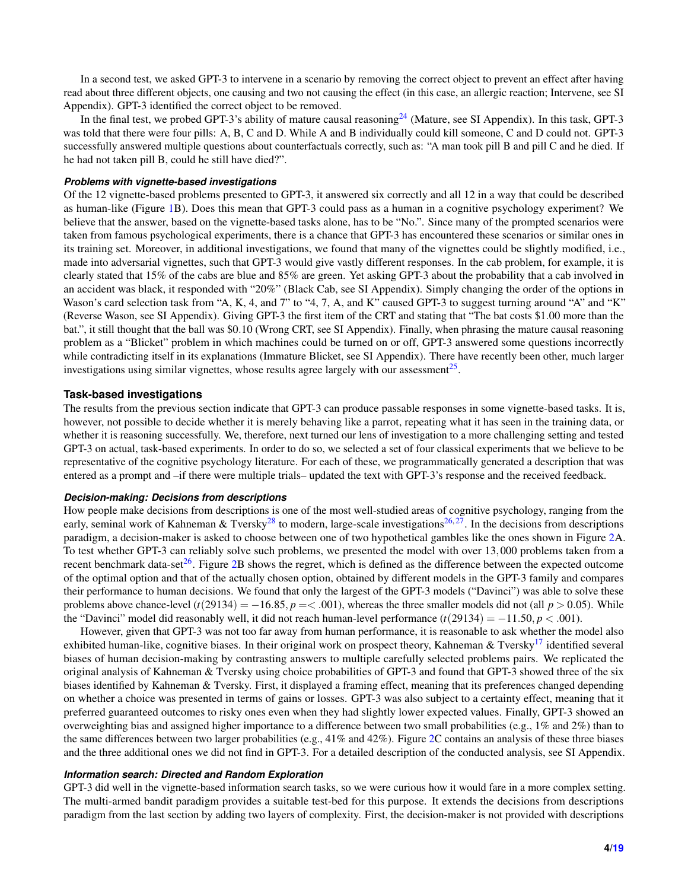In a second test, we asked GPT-3 to intervene in a scenario by removing the correct object to prevent an effect after having read about three different objects, one causing and two not causing the effect (in this case, an allergic reaction; Intervene, see SI Appendix). GPT-3 identified the correct object to be removed.

In the final test, we probed GPT-3's ability of mature causal reasoning[24] (Mature, see SI Appendix). In this task, GPT-3 was told that there were four pills: A, B, C and D. While A and B individually could kill someone, C and D could not. GPT-3 successfully answered multiple questions about counterfactuals correctly, such as: "A man took pill B and pill C and he died. If he had not taken pill B, could he still have died?".

#### *Problems with vignette-based investigations*

Of the 12 vignette-based problems presented to GPT-3, it answered six correctly and all 12 in a way that could be described as human-like (Figure 1B). Does this mean that GPT-3 could pass as a human in a cognitive psychology experiment? We believe that the answer, based on the vignette-based tasks alone, has to be "No.". Since many of the prompted scenarios were taken from famous psychological experiments, there is a chance that GPT-3 has encountered these scenarios or similar ones in its training set. Moreover, in additional investigations, we found that many of the vignettes could be slightly modified, i.e., made into adversarial vignettes, such that GPT-3 would give vastly different responses. In the cab problem, for example, it is clearly stated that 15% of the cabs are blue and 85% are green. Yet asking GPT-3 about the probability that a cab involved in an accident was black, it responded with "20%" (Black Cab, see SI Appendix). Simply changing the order of the options in Wason's card selection task from "A, K, 4, and 7" to "4, 7, A, and K" caused GPT-3 to suggest turning around "A" and "K" (Reverse Wason, see SI Appendix). Giving GPT-3 the first item of the CRT and stating that "The bat costs $1.00 more than the bat.", it still thought that the ball was $0.10 (Wrong CRT, see SI Appendix). Finally, when phrasing the mature causal reasoning problem as a "Blicket" problem in which machines could be turned on or off, GPT-3 answered some questions incorrectly while contradicting itself in its explanations (Immature Blicket, see SI Appendix). There have recently been other, much larger investigations using similar vignettes, whose results agree largely with our assessment[25].

### Task-based investigations

The results from the previous section indicate that GPT-3 can produce passable responses in some vignette-based tasks. It is, however, not possible to decide whether it is merely behaving like a parrot, repeating what it has seen in the training data, or whether it is reasoning successfully. We, therefore, next turned our lens of investigation to a more challenging setting and tested GPT-3 on actual, task-based experiments. In order to do so, we selected a set of four classical experiments that we believe to be representative of the cognitive psychology literature. For each of these, we programmatically generated a description that was entered as a prompt and –if there were multiple trials– updated the text with GPT-3's response and the received feedback.

#### *Decision-making: Decisions from descriptions*

How people make decisions from descriptions is one of the most well-studied areas of cognitive psychology, ranging from the early, seminal work of Kahneman & Tversky[28] to modern, large-scale investigations[26,27]. In the decisions from descriptions paradigm, a decision-maker is asked to choose between one of two hypothetical gambles like the ones shown in Figure 2A. To test whether GPT-3 can reliably solve such problems, we presented the model with over 13,000 problems taken from a recent benchmark data-set[26]. Figure 2B shows the regret, which is defined as the difference between the expected outcome of the optimal option and that of the actually chosen option, obtained by different models in the GPT-3 family and compares their performance to human decisions. We found that only the largest of the GPT-3 models ("Davinci") was able to solve these problems above chance-level ($t(29134) = -16.85, p =< .001$), whereas the three smaller models did not (all $p > 0.05$). While the "Davinci" model did reasonably well, it did not reach human-level performance ($t(29134) = -11.50, p < .001$).

However, given that GPT-3 was not too far away from human performance, it is reasonable to ask whether the model also exhibited human-like, cognitive biases. In their original work on prospect theory, Kahneman & Tversky[17] identified several biases of human decision-making by contrasting answers to multiple carefully selected problems pairs. We replicated the original analysis of Kahneman & Tversky using choice probabilities of GPT-3 and found that GPT-3 showed three of the six biases identified by Kahneman & Tversky. First, it displayed a framing effect, meaning that its preferences changed depending on whether a choice was presented in terms of gains or losses. GPT-3 was also subject to a certainty effect, meaning that it preferred guaranteed outcomes to risky ones even when they had slightly lower expected values. Finally, GPT-3 showed an overweighting bias and assigned higher importance to a difference between two small probabilities (e.g., 1% and 2%) than to the same differences between two larger probabilities (e.g., 41% and 42%). Figure 2C contains an analysis of these three biases and the three additional ones we did not find in GPT-3. For a detailed description of the conducted analysis, see SI Appendix.

#### *Information search: Directed and Random Exploration*

GPT-3 did well in the vignette-based information search tasks, so we were curious how it would fare in a more complex setting. The multi-armed bandit paradigm provides a suitable test-bed for this purpose. It extends the decisions from descriptions paradigm from the last section by adding two layers of complexity. First, the decision-maker is not provided with descriptions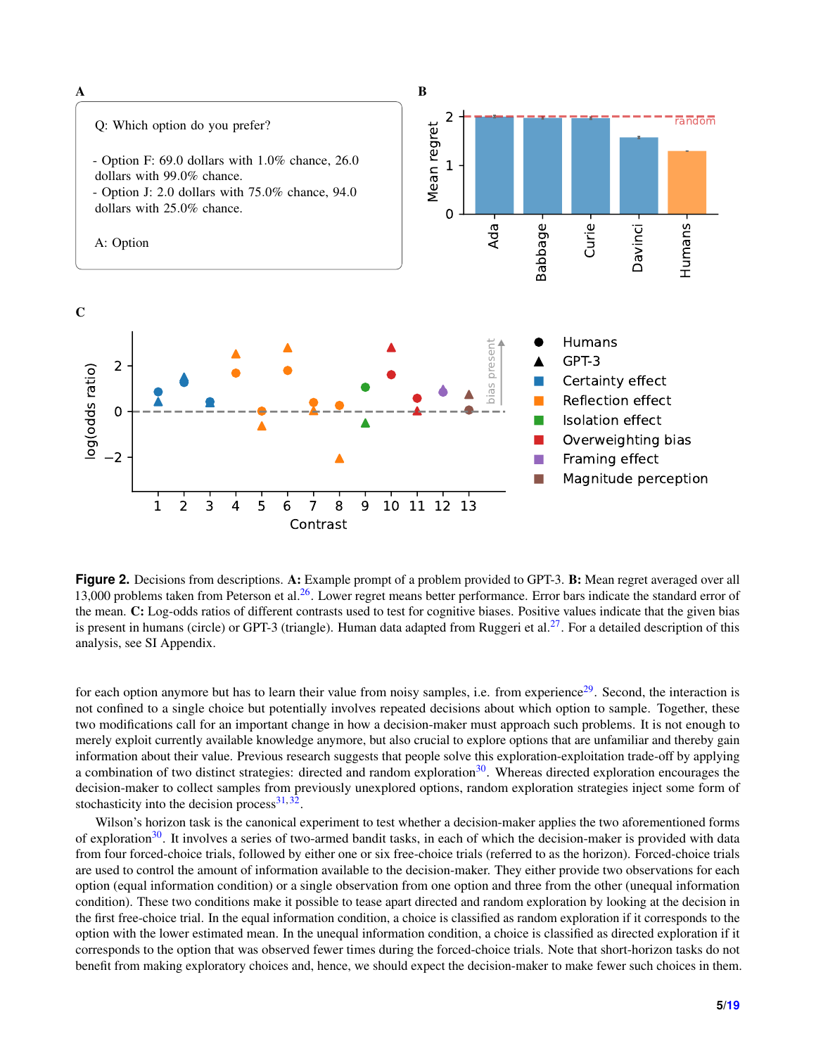**Figure 2.** Decisions from descriptions. **A:** Example prompt of a problem provided to GPT-3. **B:** Mean regret averaged over all 13,000 problems taken from Peterson et al.[26]. Lower regret means better performance. Error bars indicate the standard error of the mean. **C:** Log-odds ratios of different contrasts used to test for cognitive biases. Positive values indicate that the given bias is present in humans (circle) or GPT-3 (triangle). Human data adapted from Ruggeri et al.[27]. For a detailed description of this analysis, see SI Appendix.

for each option anymore but has to learn their value from noisy samples, i.e. from experience[29]. Second, the interaction is not confined to a single choice but potentially involves repeated decisions about which option to sample. Together, these two modifications call for an important change in how a decision-maker must approach such problems. It is not enough to merely exploit currently available knowledge anymore, but also crucial to explore options that are unfamiliar and thereby gain information about their value. Previous research suggests that people solve this exploration-exploitation trade-off by applying a combination of two distinct strategies: directed and random exploration[30]. Whereas directed exploration encourages the decision-maker to collect samples from previously unexplored options, random exploration strategies inject some form of stochasticity into the decision process[31,32].

Wilson's horizon task is the canonical experiment to test whether a decision-maker applies the two aforementioned forms of exploration[30]. It involves a series of two-armed bandit tasks, in each of which the decision-maker is provided with data from four forced-choice trials, followed by either one or six free-choice trials (referred to as the horizon). Forced-choice trials are used to control the amount of information available to the decision-maker. They either provide two observations for each option (equal information condition) or a single observation from one option and three from the other (unequal information condition). These two conditions make it possible to tease apart directed and random exploration by looking at the decision in the first free-choice trial. In the equal information condition, a choice is classified as random exploration if it corresponds to the option with the lower estimated mean. In the unequal information condition, a choice is classified as directed exploration if it corresponds to the option that was observed fewer times during the forced-choice trials. Note that short-horizon tasks do not benefit from making exploratory choices and, hence, we should expect the decision-maker to make fewer such choices in them.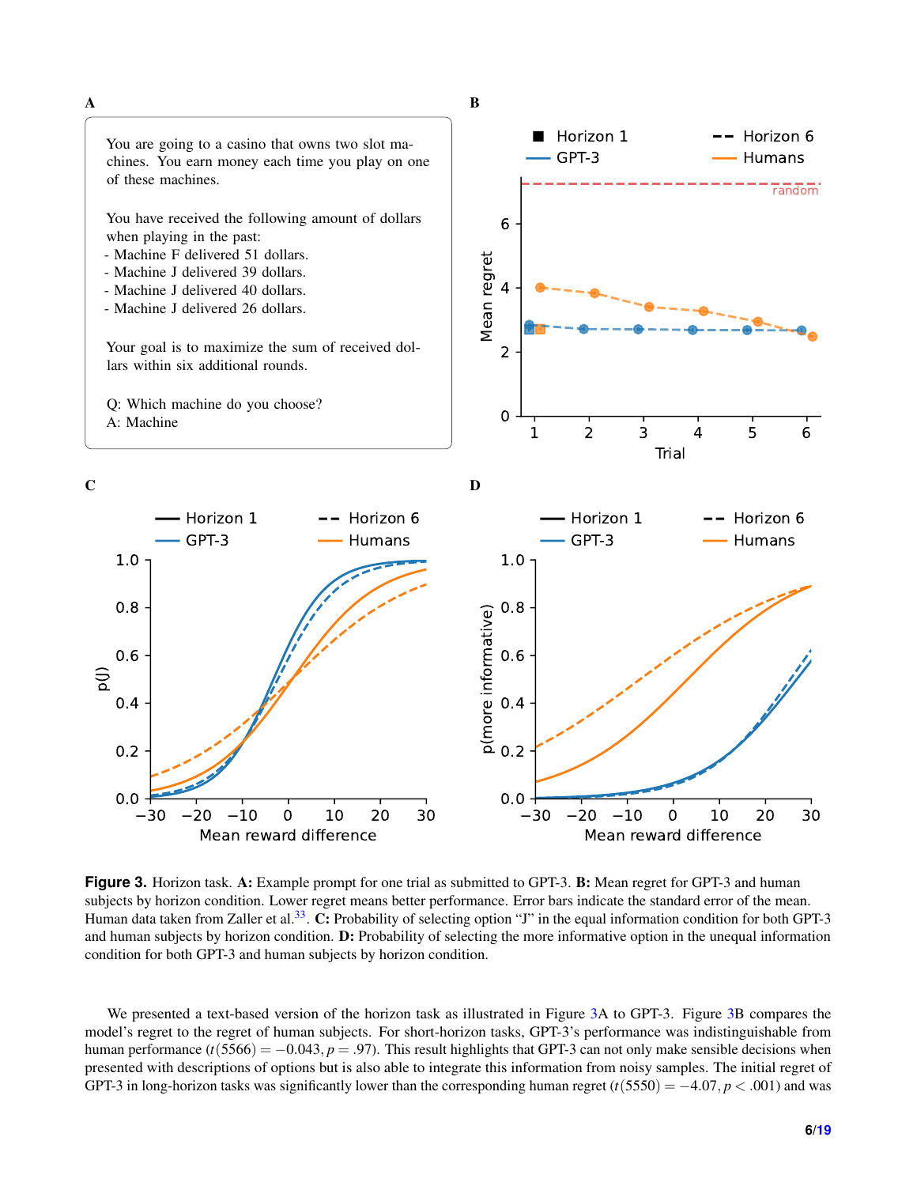**A**

> You are going to a casino that owns two slot machines. You earn money each time you play on one of these machines.
>
> You have received the following amount of dollars when playing in the past:
> - Machine F delivered 51 dollars.
> - Machine J delivered 39 dollars.
> - Machine J delivered 40 dollars.
> - Machine J delivered 26 dollars.
>
> Your goal is to maximize the sum of received dollars within six additional rounds.
>
> Q: Which machine do you choose?
> A: Machine

**Figure 3.** Horizon task. **A:** Example prompt for one trial as submitted to GPT-3. **B:** Mean regret for GPT-3 and human subjects by horizon condition. Lower regret means better performance. Error bars indicate the standard error of the mean. Human data taken from Zaller et al.[33]. **C:** Probability of selecting option "J" in the equal information condition for both GPT-3 and human subjects by horizon condition. **D:** Probability of selecting the more informative option in the unequal information condition for both GPT-3 and human subjects by horizon condition.

We presented a text-based version of the horizon task as illustrated in Figure 3A to GPT-3. Figure 3B compares the model's regret to the regret of human subjects. For short-horizon tasks, GPT-3's performance was indistinguishable from human performance ($t(5566) = -0.043, p = .97$). This result highlights that GPT-3 can not only make sensible decisions when presented with descriptions of options but is also able to integrate this information from noisy samples. The initial regret of GPT-3 in long-horizon tasks was significantly lower than the corresponding human regret ($t(5550) = -4.07, p < .001$) and was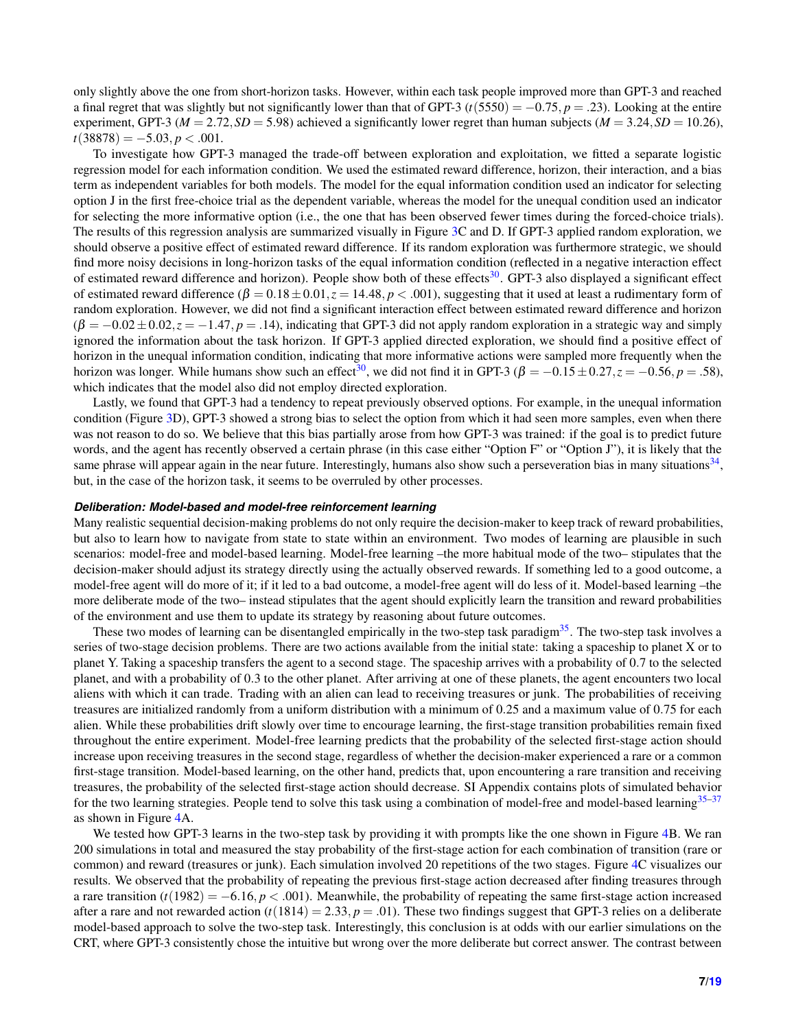only slightly above the one from short-horizon tasks. However, within each task people improved more than GPT-3 and reached a final regret that was slightly but not significantly lower than that of GPT-3 ($t(5550) = -0.75, p = .23$). Looking at the entire experiment, GPT-3 ($M = 2.72, SD = 5.98$) achieved a significantly lower regret than human subjects ($M = 3.24, SD = 10.26$), $t(38878) = -5.03, p < .001$.

To investigate how GPT-3 managed the trade-off between exploration and exploitation, we fitted a separate logistic regression model for each information condition. We used the estimated reward difference, horizon, their interaction, and a bias term as independent variables for both models. The model for the equal information condition used an indicator for selecting option J in the first free-choice trial as the dependent variable, whereas the model for the unequal condition used an indicator for selecting the more informative option (i.e., the one that has been observed fewer times during the forced-choice trials). The results of this regression analysis are summarized visually in Figure 3C and D. If GPT-3 applied random exploration, we should observe a positive effect of estimated reward difference. If its random exploration was furthermore strategic, we should find more noisy decisions in long-horizon tasks of the equal information condition (reflected in a negative interaction effect of estimated reward difference and horizon). People show both of these effects[30]. GPT-3 also displayed a significant effect of estimated reward difference ($\beta = 0.18 \pm 0.01, z = 14.48, p < .001$), suggesting that it used at least a rudimentary form of random exploration. However, we did not find a significant interaction effect between estimated reward difference and horizon ($\beta = -0.02 \pm 0.02, z = -1.47, p = .14$), indicating that GPT-3 did not apply random exploration in a strategic way and simply ignored the information about the task horizon. If GPT-3 applied directed exploration, we should find a positive effect of horizon in the unequal information condition, indicating that more informative actions were sampled more frequently when the horizon was longer. While humans show such an effect[30], we did not find it in GPT-3 ($\beta = -0.15 \pm 0.27, z = -0.56, p = .58$), which indicates that the model also did not employ directed exploration.

Lastly, we found that GPT-3 had a tendency to repeat previously observed options. For example, in the unequal information condition (Figure 3D), GPT-3 showed a strong bias to select the option from which it had seen more samples, even when there was not reason to do so. We believe that this bias partially arose from how GPT-3 was trained: if the goal is to predict future words, and the agent has recently observed a certain phrase (in this case either "Option F" or "Option J"), it is likely that the same phrase will appear again in the near future. Interestingly, humans also show such a perseveration bias in many situations[34], but, in the case of the horizon task, it seems to be overruled by other processes.

#### ***Deliberation: Model-based and model-free reinforcement learning***

Many realistic sequential decision-making problems do not only require the decision-maker to keep track of reward probabilities, but also to learn how to navigate from state to state within an environment. Two modes of learning are plausible in such scenarios: model-free and model-based learning. Model-free learning –the more habitual mode of the two– stipulates that the decision-maker should adjust its strategy directly using the actually observed rewards. If something led to a good outcome, a model-free agent will do more of it; if it led to a bad outcome, a model-free agent will do less of it. Model-based learning –the more deliberate mode of the two– instead stipulates that the agent should explicitly learn the transition and reward probabilities of the environment and use them to update its strategy by reasoning about future outcomes.

These two modes of learning can be disentangled empirically in the two-step task paradigm[35]. The two-step task involves a series of two-stage decision problems. There are two actions available from the initial state: taking a spaceship to planet X or to planet Y. Taking a spaceship transfers the agent to a second stage. The spaceship arrives with a probability of 0.7 to the selected planet, and with a probability of 0.3 to the other planet. After arriving at one of these planets, the agent encounters two local aliens with which it can trade. Trading with an alien can lead to receiving treasures or junk. The probabilities of receiving treasures are initialized randomly from a uniform distribution with a minimum of 0.25 and a maximum value of 0.75 for each alien. While these probabilities drift slowly over time to encourage learning, the first-stage transition probabilities remain fixed throughout the entire experiment. Model-free learning predicts that the probability of the selected first-stage action should increase upon receiving treasures in the second stage, regardless of whether the decision-maker experienced a rare or a common first-stage transition. Model-based learning, on the other hand, predicts that, upon encountering a rare transition and receiving treasures, the probability of the selected first-stage action should decrease. SI Appendix contains plots of simulated behavior for the two learning strategies. People tend to solve this task using a combination of model-free and model-based learning[35–37] as shown in Figure 4A.

We tested how GPT-3 learns in the two-step task by providing it with prompts like the one shown in Figure 4B. We ran 200 simulations in total and measured the stay probability of the first-stage action for each combination of transition (rare or common) and reward (treasures or junk). Each simulation involved 20 repetitions of the two stages. Figure 4C visualizes our results. We observed that the probability of repeating the previous first-stage action decreased after finding treasures through a rare transition ($t(1982) = -6.16, p < .001$). Meanwhile, the probability of repeating the same first-stage action increased after a rare and not rewarded action ($t(1814) = 2.33, p = .01$). These two findings suggest that GPT-3 relies on a deliberate model-based approach to solve the two-step task. Interestingly, this conclusion is at odds with our earlier simulations on the CRT, where GPT-3 consistently chose the intuitive but wrong over the more deliberate but correct answer. The contrast between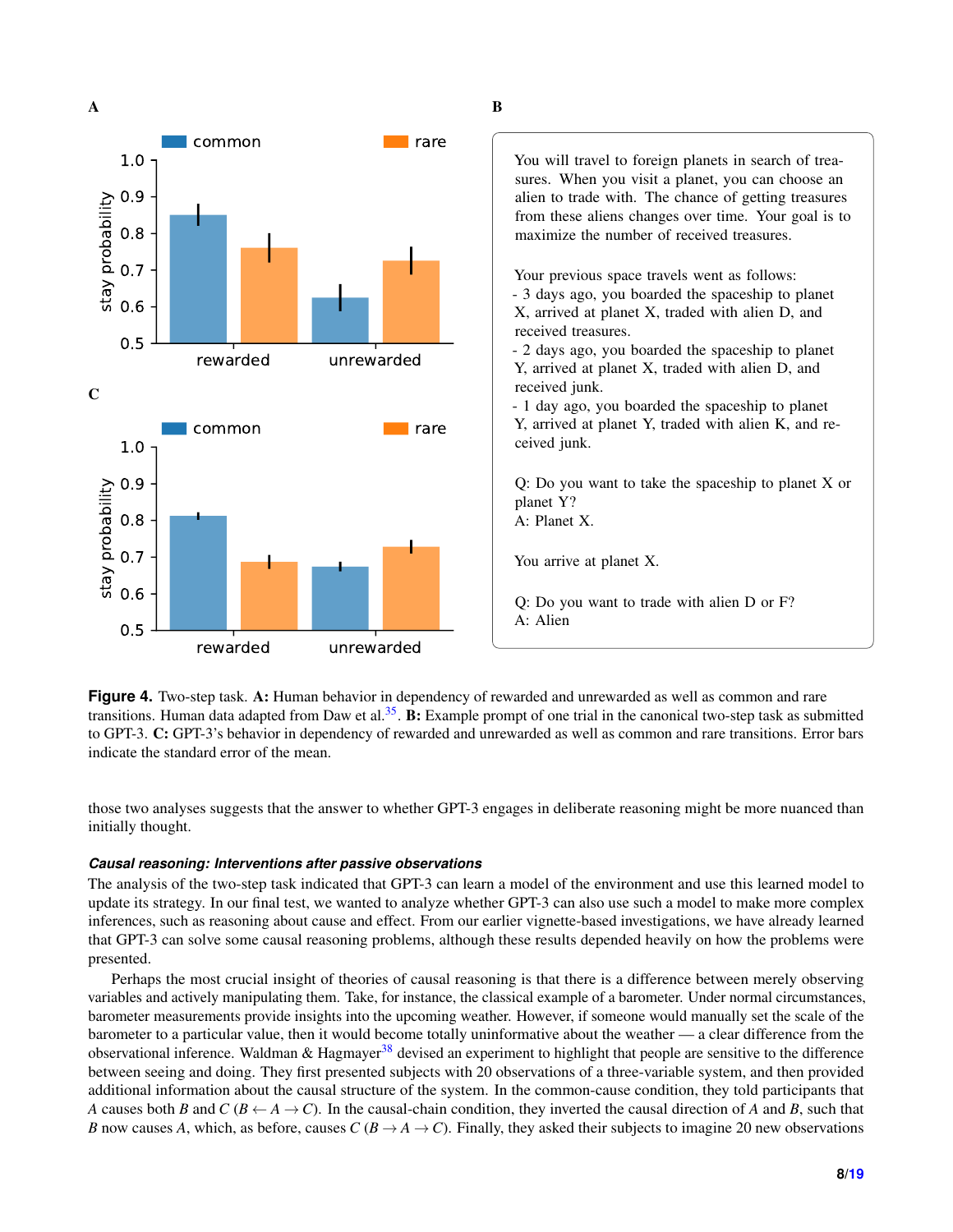**A**

**B**

You will travel to foreign planets in search of treasures. When you visit a planet, you can choose an alien to trade with. The chance of getting treasures from these aliens changes over time. Your goal is to maximize the number of received treasures.

Your previous space travels went as follows:
- 3 days ago, you boarded the spaceship to planet X, arrived at planet X, traded with alien D, and received treasures.
- 2 days ago, you boarded the spaceship to planet Y, arrived at planet X, traded with alien D, and received junk.
- 1 day ago, you boarded the spaceship to planet Y, arrived at planet Y, traded with alien K, and received junk.

Q: Do you want to take the spaceship to planet X or planet Y?
A: Planet X.

You arrive at planet X.

Q: Do you want to trade with alien D or F?
A: Alien

**C**

**Figure 4.** Two-step task. **A:** Human behavior in dependency of rewarded and unrewarded as well as common and rare transitions. Human data adapted from Daw et al.[35]. **B:** Example prompt of one trial in the canonical two-step task as submitted to GPT-3. **C:** GPT-3's behavior in dependency of rewarded and unrewarded as well as common and rare transitions. Error bars indicate the standard error of the mean.

those two analyses suggests that the answer to whether GPT-3 engages in deliberate reasoning might be more nuanced than initially thought.

### *Causal reasoning: Interventions after passive observations*

The analysis of the two-step task indicated that GPT-3 can learn a model of the environment and use this learned model to update its strategy. In our final test, we wanted to analyze whether GPT-3 can also use such a model to make more complex inferences, such as reasoning about cause and effect. From our earlier vignette-based investigations, we have already learned that GPT-3 can solve some causal reasoning problems, although these results depended heavily on how the problems were presented.

Perhaps the most crucial insight of theories of causal reasoning is that there is a difference between merely observing variables and actively manipulating them. Take, for instance, the classical example of a barometer. Under normal circumstances, barometer measurements provide insights into the upcoming weather. However, if someone would manually set the scale of the barometer to a particular value, then it would become totally uninformative about the weather — a clear difference from the observational inference. Waldman & Hagmayer[38] devised an experiment to highlight that people are sensitive to the difference between seeing and doing. They first presented subjects with 20 observations of a three-variable system, and then provided additional information about the causal structure of the system. In the common-cause condition, they told participants that $A$ causes both $B$ and $C$ ($B \leftarrow A \rightarrow C$). In the causal-chain condition, they inverted the causal direction of $A$ and $B$, such that $B$ now causes $A$, which, as before, causes $C$ ($B \rightarrow A \rightarrow C$). Finally, they asked their subjects to imagine 20 new observations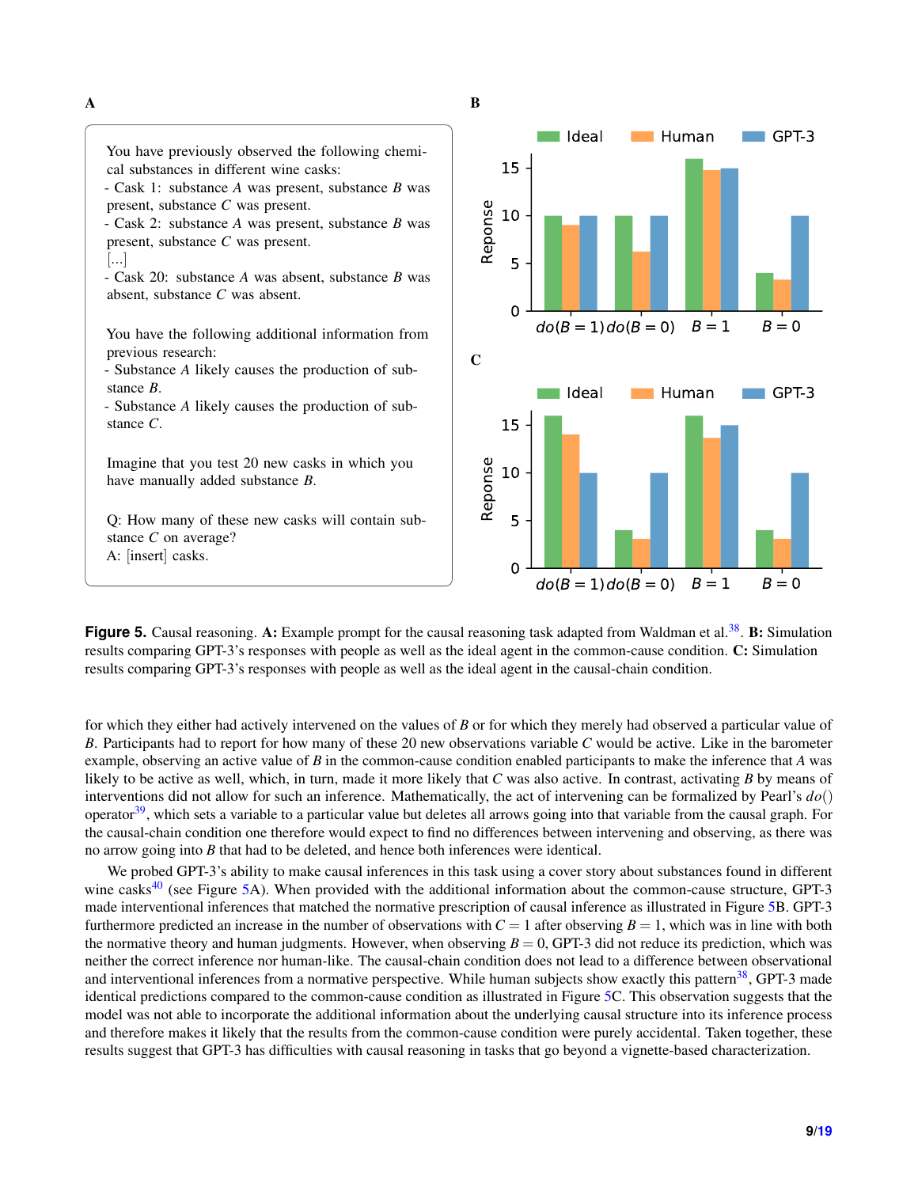**A**

You have previously observed the following chemical substances in different wine casks:
- Cask 1: substance *A* was present, substance *B* was present, substance *C* was present.
- Cask 2: substance *A* was present, substance *B* was present, substance *C* was present.

[...]
- Cask 20: substance *A* was absent, substance *B* was absent, substance *C* was absent.

You have the following additional information from previous research:
- Substance *A* likely causes the production of substance *B*.
- Substance *A* likely causes the production of substance *C*.

Imagine that you test 20 new casks in which you have manually added substance *B*.

Q: How many of these new casks will contain substance *C* on average?
A: [insert] casks.

**Figure 5.** Causal reasoning. **A:** Example prompt for the causal reasoning task adapted from Waldman et al.[38]. **B:** Simulation results comparing GPT-3's responses with people as well as the ideal agent in the common-cause condition. **C:** Simulation results comparing GPT-3's responses with people as well as the ideal agent in the causal-chain condition.

for which they either had actively intervened on the values of $B$ or for which they merely had observed a particular value of $B$. Participants had to report for how many of these 20 new observations variable $C$ would be active. Like in the barometer example, observing an active value of $B$ in the common-cause condition enabled participants to make the inference that $A$ was likely to be active as well, which, in turn, made it more likely that $C$ was also active. In contrast, activating $B$ by means of interventions did not allow for such an inference. Mathematically, the act of intervening can be formalized by Pearl's $do()$ operator[39], which sets a variable to a particular value but deletes all arrows going into that variable from the causal graph. For the causal-chain condition one therefore would expect to find no differences between intervening and observing, as there was no arrow going into $B$ that had to be deleted, and hence both inferences were identical.

We probed GPT-3's ability to make causal inferences in this task using a cover story about substances found in different wine casks[40] (see Figure 5A). When provided with the additional information about the common-cause structure, GPT-3 made interventional inferences that matched the normative prescription of causal inference as illustrated in Figure 5B. GPT-3 furthermore predicted an increase in the number of observations with $C = 1$ after observing $B = 1$, which was in line with both the normative theory and human judgments. However, when observing $B = 0$, GPT-3 did not reduce its prediction, which was neither the correct inference nor human-like. The causal-chain condition does not lead to a difference between observational and interventional inferences from a normative perspective. While human subjects show exactly this pattern[38], GPT-3 made identical predictions compared to the common-cause condition as illustrated in Figure 5C. This observation suggests that the model was not able to incorporate the additional information about the underlying causal structure into its inference process and therefore makes it likely that the results from the common-cause condition were purely accidental. Taken together, these results suggest that GPT-3 has difficulties with causal reasoning in tasks that go beyond a vignette-based characterization.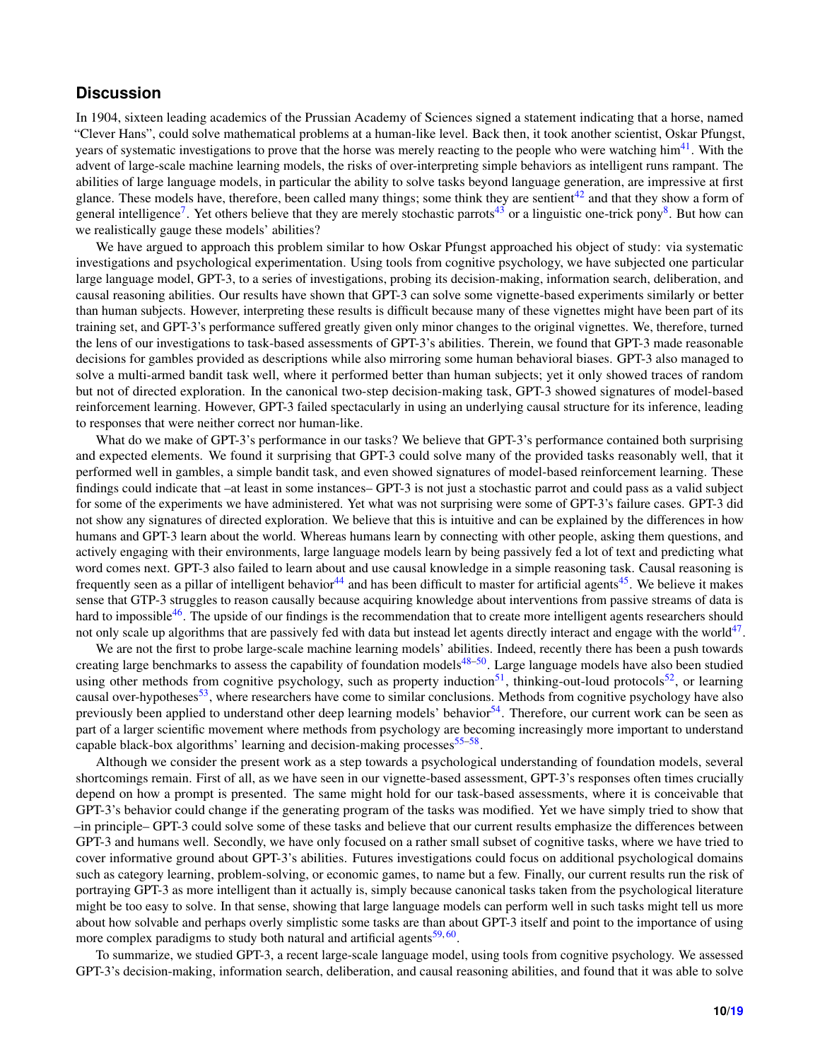## Discussion

In 1904, sixteen leading academics of the Prussian Academy of Sciences signed a statement indicating that a horse, named "Clever Hans", could solve mathematical problems at a human-like level. Back then, it took another scientist, Oskar Pfungst, years of systematic investigations to prove that the horse was merely reacting to the people who were watching him[41]. With the advent of large-scale machine learning models, the risks of over-interpreting simple behaviors as intelligent runs rampant. The abilities of large language models, in particular the ability to solve tasks beyond language generation, are impressive at first glance. These models have, therefore, been called many things; some think they are sentient[42] and that they show a form of general intelligence[7]. Yet others believe that they are merely stochastic parrots[43] or a linguistic one-trick pony[8]. But how can we realistically gauge these models' abilities?

We have argued to approach this problem similar to how Oskar Pfungst approached his object of study: via systematic investigations and psychological experimentation. Using tools from cognitive psychology, we have subjected one particular large language model, GPT-3, to a series of investigations, probing its decision-making, information search, deliberation, and causal reasoning abilities. Our results have shown that GPT-3 can solve some vignette-based experiments similarly or better than human subjects. However, interpreting these results is difficult because many of these vignettes might have been part of its training set, and GPT-3's performance suffered greatly given only minor changes to the original vignettes. We, therefore, turned the lens of our investigations to task-based assessments of GPT-3's abilities. Therein, we found that GPT-3 made reasonable decisions for gambles provided as descriptions while also mirroring some human behavioral biases. GPT-3 also managed to solve a multi-armed bandit task well, where it performed better than human subjects; yet it only showed traces of random but not of directed exploration. In the canonical two-step decision-making task, GPT-3 showed signatures of model-based reinforcement learning. However, GPT-3 failed spectacularly in using an underlying causal structure for its inference, leading to responses that were neither correct nor human-like.

What do we make of GPT-3's performance in our tasks? We believe that GPT-3's performance contained both surprising and expected elements. We found it surprising that GPT-3 could solve many of the provided tasks reasonably well, that it performed well in gambles, a simple bandit task, and even showed signatures of model-based reinforcement learning. These findings could indicate that –at least in some instances– GPT-3 is not just a stochastic parrot and could pass as a valid subject for some of the experiments we have administered. Yet what was not surprising were some of GPT-3's failure cases. GPT-3 did not show any signatures of directed exploration. We believe that this is intuitive and can be explained by the differences in how humans and GPT-3 learn about the world. Whereas humans learn by connecting with other people, asking them questions, and actively engaging with their environments, large language models learn by being passively fed a lot of text and predicting what word comes next. GPT-3 also failed to learn about and use causal knowledge in a simple reasoning task. Causal reasoning is frequently seen as a pillar of intelligent behavior[44] and has been difficult to master for artificial agents[45]. We believe it makes sense that GTP-3 struggles to reason causally because acquiring knowledge about interventions from passive streams of data is hard to impossible[46]. The upside of our findings is the recommendation that to create more intelligent agents researchers should not only scale up algorithms that are passively fed with data but instead let agents directly interact and engage with the world[47].

We are not the first to probe large-scale machine learning models' abilities. Indeed, recently there has been a push towards creating large benchmarks to assess the capability of foundation models[48–50]. Large language models have also been studied using other methods from cognitive psychology, such as property induction[51], thinking-out-loud protocols[52], or learning causal over-hypotheses[53], where researchers have come to similar conclusions. Methods from cognitive psychology have also previously been applied to understand other deep learning models' behavior[54]. Therefore, our current work can be seen as part of a larger scientific movement where methods from psychology are becoming increasingly more important to understand capable black-box algorithms' learning and decision-making processes[55–58].

Although we consider the present work as a step towards a psychological understanding of foundation models, several shortcomings remain. First of all, as we have seen in our vignette-based assessment, GPT-3's responses often times crucially depend on how a prompt is presented. The same might hold for our task-based assessments, where it is conceivable that GPT-3's behavior could change if the generating program of the tasks was modified. Yet we have simply tried to show that –in principle– GPT-3 could solve some of these tasks and believe that our current results emphasize the differences between GPT-3 and humans well. Secondly, we have only focused on a rather small subset of cognitive tasks, where we have tried to cover informative ground about GPT-3's abilities. Futures investigations could focus on additional psychological domains such as category learning, problem-solving, or economic games, to name but a few. Finally, our current results run the risk of portraying GPT-3 as more intelligent than it actually is, simply because canonical tasks taken from the psychological literature might be too easy to solve. In that sense, showing that large language models can perform well in such tasks might tell us more about how solvable and perhaps overly simplistic some tasks are than about GPT-3 itself and point to the importance of using more complex paradigms to study both natural and artificial agents[59,60].

To summarize, we studied GPT-3, a recent large-scale language model, using tools from cognitive psychology. We assessed GPT-3's decision-making, information search, deliberation, and causal reasoning abilities, and found that it was able to solve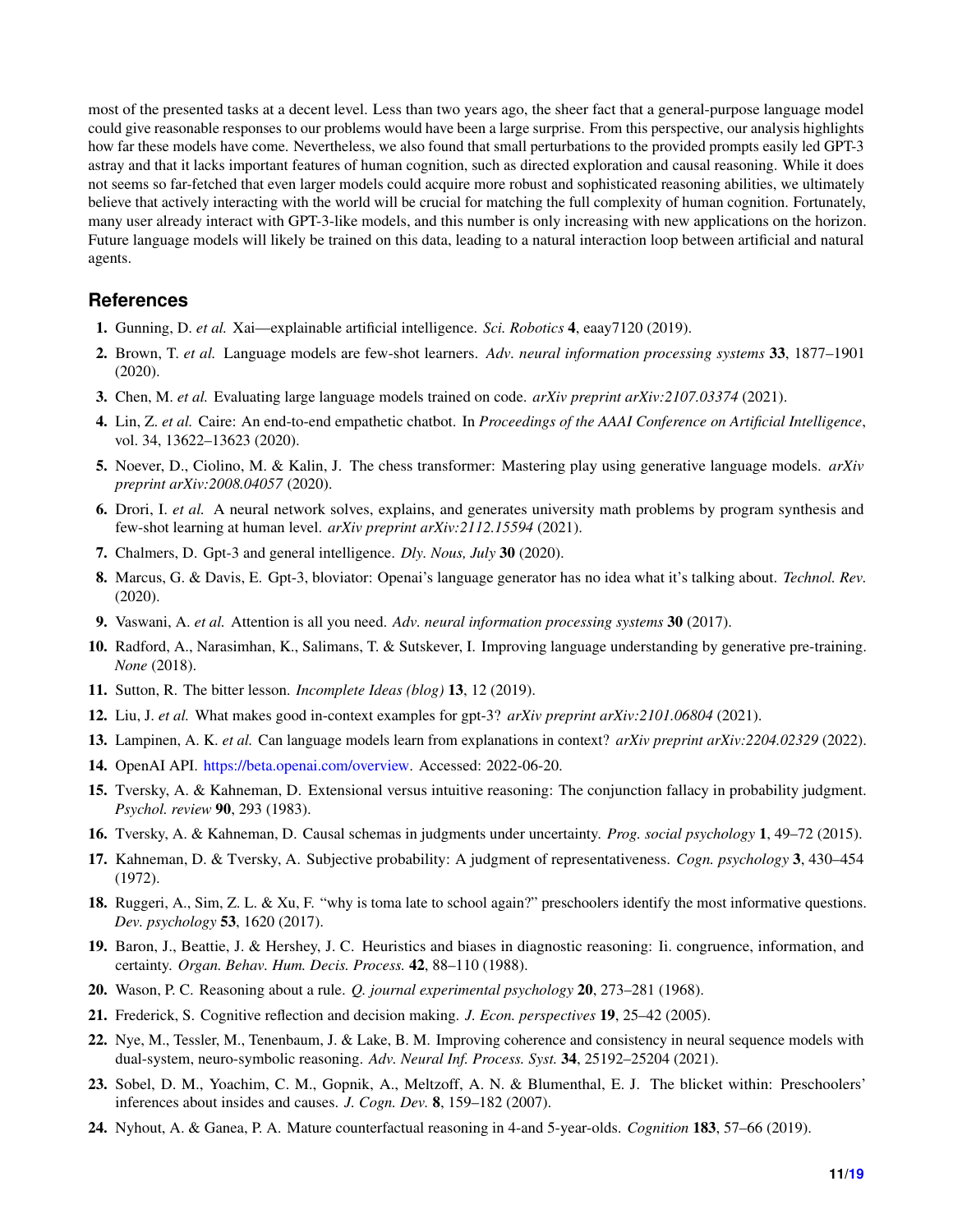most of the presented tasks at a decent level. Less than two years ago, the sheer fact that a general-purpose language model could give reasonable responses to our problems would have been a large surprise. From this perspective, our analysis highlights how far these models have come. Nevertheless, we also found that small perturbations to the provided prompts easily led GPT-3 astray and that it lacks important features of human cognition, such as directed exploration and causal reasoning. While it does not seems so far-fetched that even larger models could acquire more robust and sophisticated reasoning abilities, we ultimately believe that actively interacting with the world will be crucial for matching the full complexity of human cognition. Fortunately, many user already interact with GPT-3-like models, and this number is only increasing with new applications on the horizon. Future language models will likely be trained on this data, leading to a natural interaction loop between artificial and natural agents.

## References

1. Gunning, D. *et al.* Xai—explainable artificial intelligence. *Sci. Robotics* **4**, eaay7120 (2019).
2. Brown, T. *et al.* Language models are few-shot learners. *Adv. neural information processing systems* **33**, 1877–1901 (2020).
3. Chen, M. *et al.* Evaluating large language models trained on code. *arXiv preprint arXiv:2107.03374* (2021).
4. Lin, Z. *et al.* Caire: An end-to-end empathetic chatbot. In *Proceedings of the AAAI Conference on Artificial Intelligence*, vol. 34, 13622–13623 (2020).
5. Noever, D., Ciolino, M. & Kalin, J. The chess transformer: Mastering play using generative language models. *arXiv preprint arXiv:2008.04057* (2020).
6. Drori, I. *et al.* A neural network solves, explains, and generates university math problems by program synthesis and few-shot learning at human level. *arXiv preprint arXiv:2112.15594* (2021).
7. Chalmers, D. Gpt-3 and general intelligence. *Dly. Nous, July* **30** (2020).
8. Marcus, G. & Davis, E. Gpt-3, bloviator: Openai's language generator has no idea what it's talking about. *Technol. Rev.* (2020).
9. Vaswani, A. *et al.* Attention is all you need. *Adv. neural information processing systems* **30** (2017).
10. Radford, A., Narasimhan, K., Salimans, T. & Sutskever, I. Improving language understanding by generative pre-training. *None* (2018).
11. Sutton, R. The bitter lesson. *Incomplete Ideas (blog)* **13**, 12 (2019).
12. Liu, J. *et al.* What makes good in-context examples for gpt-3? *arXiv preprint arXiv:2101.06804* (2021).
13. Lampinen, A. K. *et al.* Can language models learn from explanations in context? *arXiv preprint arXiv:2204.02329* (2022).
14. OpenAI API. https://beta.openai.com/overview. Accessed: 2022-06-20.
15. Tversky, A. & Kahneman, D. Extensional versus intuitive reasoning: The conjunction fallacy in probability judgment. *Psychol. review* **90**, 293 (1983).
16. Tversky, A. & Kahneman, D. Causal schemas in judgments under uncertainty. *Prog. social psychology* **1**, 49–72 (2015).
17. Kahneman, D. & Tversky, A. Subjective probability: A judgment of representativeness. *Cogn. psychology* **3**, 430–454 (1972).
18. Ruggeri, A., Sim, Z. L. & Xu, F. "why is toma late to school again?" preschoolers identify the most informative questions. *Dev. psychology* **53**, 1620 (2017).
19. Baron, J., Beattie, J. & Hershey, J. C. Heuristics and biases in diagnostic reasoning: Ii. congruence, information, and certainty. *Organ. Behav. Hum. Decis. Process.* **42**, 88–110 (1988).
20. Wason, P. C. Reasoning about a rule. *Q. journal experimental psychology* **20**, 273–281 (1968).
21. Frederick, S. Cognitive reflection and decision making. *J. Econ. perspectives* **19**, 25–42 (2005).
22. Nye, M., Tessler, M., Tenenbaum, J. & Lake, B. M. Improving coherence and consistency in neural sequence models with dual-system, neuro-symbolic reasoning. *Adv. Neural Inf. Process. Syst.* **34**, 25192–25204 (2021).
23. Sobel, D. M., Yoachim, C. M., Gopnik, A., Meltzoff, A. N. & Blumenthal, E. J. The blicket within: Preschoolers' inferences about insides and causes. *J. Cogn. Dev.* **8**, 159–182 (2007).
24. Nyhout, A. & Ganea, P. A. Mature counterfactual reasoning in 4-and 5-year-olds. *Cognition* **183**, 57–66 (2019).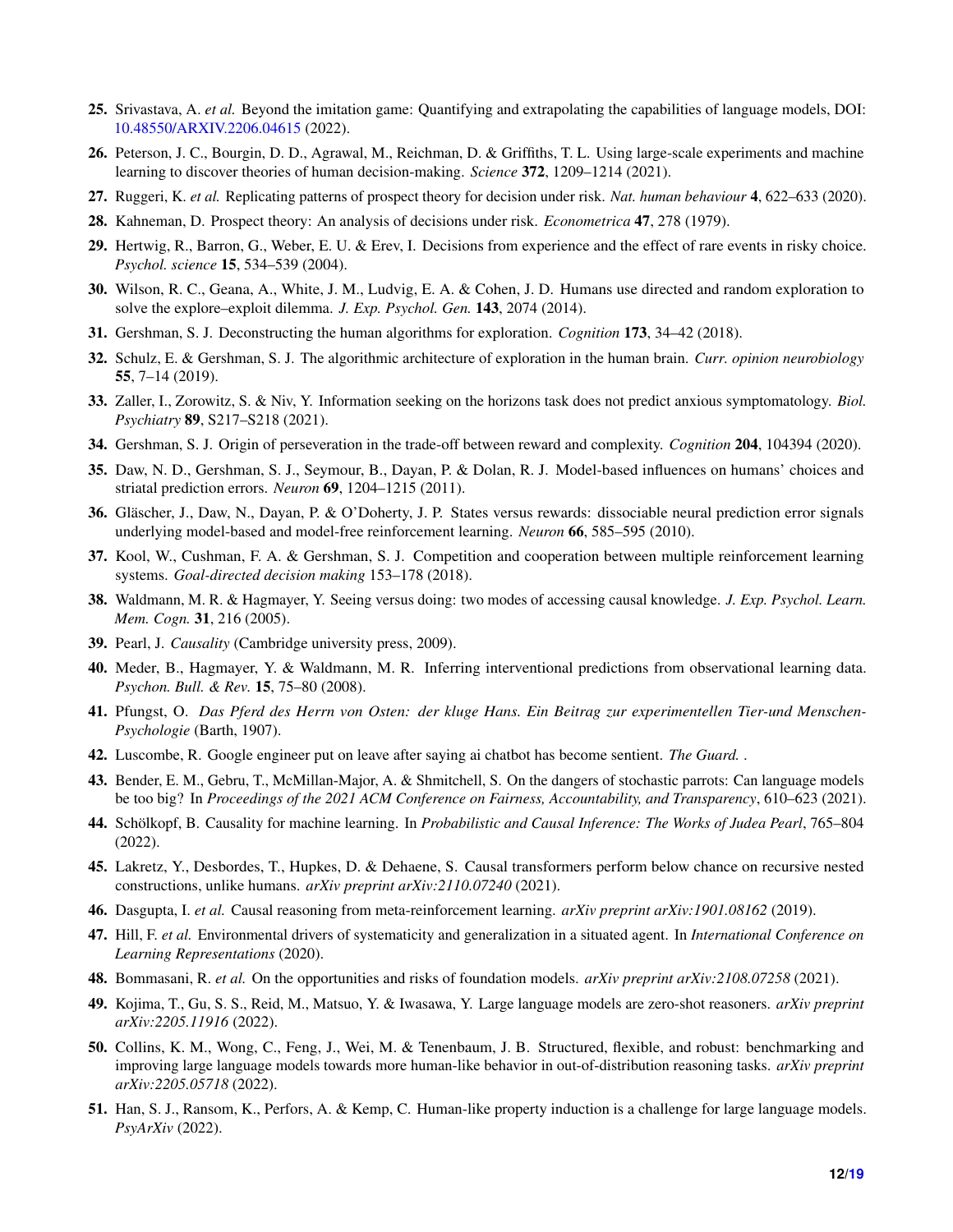25. Srivastava, A. *et al.* Beyond the imitation game: Quantifying and extrapolating the capabilities of language models, DOI: 10.48550/ARXIV.2206.04615 (2022).
26. Peterson, J. C., Bourgin, D. D., Agrawal, M., Reichman, D. & Griffiths, T. L. Using large-scale experiments and machine learning to discover theories of human decision-making. *Science* **372**, 1209–1214 (2021).
27. Ruggeri, K. *et al.* Replicating patterns of prospect theory for decision under risk. *Nat. human behaviour* **4**, 622–633 (2020).
28. Kahneman, D. Prospect theory: An analysis of decisions under risk. *Econometrica* **47**, 278 (1979).
29. Hertwig, R., Barron, G., Weber, E. U. & Erev, I. Decisions from experience and the effect of rare events in risky choice. *Psychol. science* **15**, 534–539 (2004).
30. Wilson, R. C., Geana, A., White, J. M., Ludvig, E. A. & Cohen, J. D. Humans use directed and random exploration to solve the explore–exploit dilemma. *J. Exp. Psychol. Gen.* **143**, 2074 (2014).
31. Gershman, S. J. Deconstructing the human algorithms for exploration. *Cognition* **173**, 34–42 (2018).
32. Schulz, E. & Gershman, S. J. The algorithmic architecture of exploration in the human brain. *Curr. opinion neurobiology* **55**, 7–14 (2019).
33. Zaller, I., Zorowitz, S. & Niv, Y. Information seeking on the horizons task does not predict anxious symptomatology. *Biol. Psychiatry* **89**, S217–S218 (2021).
34. Gershman, S. J. Origin of perseveration in the trade-off between reward and complexity. *Cognition* **204**, 104394 (2020).
35. Daw, N. D., Gershman, S. J., Seymour, B., Dayan, P. & Dolan, R. J. Model-based influences on humans' choices and striatal prediction errors. *Neuron* **69**, 1204–1215 (2011).
36. Gläscher, J., Daw, N., Dayan, P. & O'Doherty, J. P. States versus rewards: dissociable neural prediction error signals underlying model-based and model-free reinforcement learning. *Neuron* **66**, 585–595 (2010).
37. Kool, W., Cushman, F. A. & Gershman, S. J. Competition and cooperation between multiple reinforcement learning systems. *Goal-directed decision making* 153–178 (2018).
38. Waldmann, M. R. & Hagmayer, Y. Seeing versus doing: two modes of accessing causal knowledge. *J. Exp. Psychol. Learn. Mem. Cogn.* **31**, 216 (2005).
39. Pearl, J. *Causality* (Cambridge university press, 2009).
40. Meder, B., Hagmayer, Y. & Waldmann, M. R. Inferring interventional predictions from observational learning data. *Psychon. Bull. & Rev.* **15**, 75–80 (2008).
41. Pfungst, O. *Das Pferd des Herrn von Osten: der kluge Hans. Ein Beitrag zur experimentellen Tier-und Menschen-Psychologie* (Barth, 1907).
42. Luscombe, R. Google engineer put on leave after saying ai chatbot has become sentient. *The Guard.* .
43. Bender, E. M., Gebru, T., McMillan-Major, A. & Shmitchell, S. On the dangers of stochastic parrots: Can language models be too big? In *Proceedings of the 2021 ACM Conference on Fairness, Accountability, and Transparency*, 610–623 (2021).
44. Schölkopf, B. Causality for machine learning. In *Probabilistic and Causal Inference: The Works of Judea Pearl*, 765–804 (2022).
45. Lakretz, Y., Desbordes, T., Hupkes, D. & Dehaene, S. Causal transformers perform below chance on recursive nested constructions, unlike humans. *arXiv preprint arXiv:2110.07240* (2021).
46. Dasgupta, I. *et al.* Causal reasoning from meta-reinforcement learning. *arXiv preprint arXiv:1901.08162* (2019).
47. Hill, F. *et al.* Environmental drivers of systematicity and generalization in a situated agent. In *International Conference on Learning Representations* (2020).
48. Bommasani, R. *et al.* On the opportunities and risks of foundation models. *arXiv preprint arXiv:2108.07258* (2021).
49. Kojima, T., Gu, S. S., Reid, M., Matsuo, Y. & Iwasawa, Y. Large language models are zero-shot reasoners. *arXiv preprint arXiv:2205.11916* (2022).
50. Collins, K. M., Wong, C., Feng, J., Wei, M. & Tenenbaum, J. B. Structured, flexible, and robust: benchmarking and improving large language models towards more human-like behavior in out-of-distribution reasoning tasks. *arXiv preprint arXiv:2205.05718* (2022).
51. Han, S. J., Ransom, K., Perfors, A. & Kemp, C. Human-like property induction is a challenge for large language models. *PsyArXiv* (2022).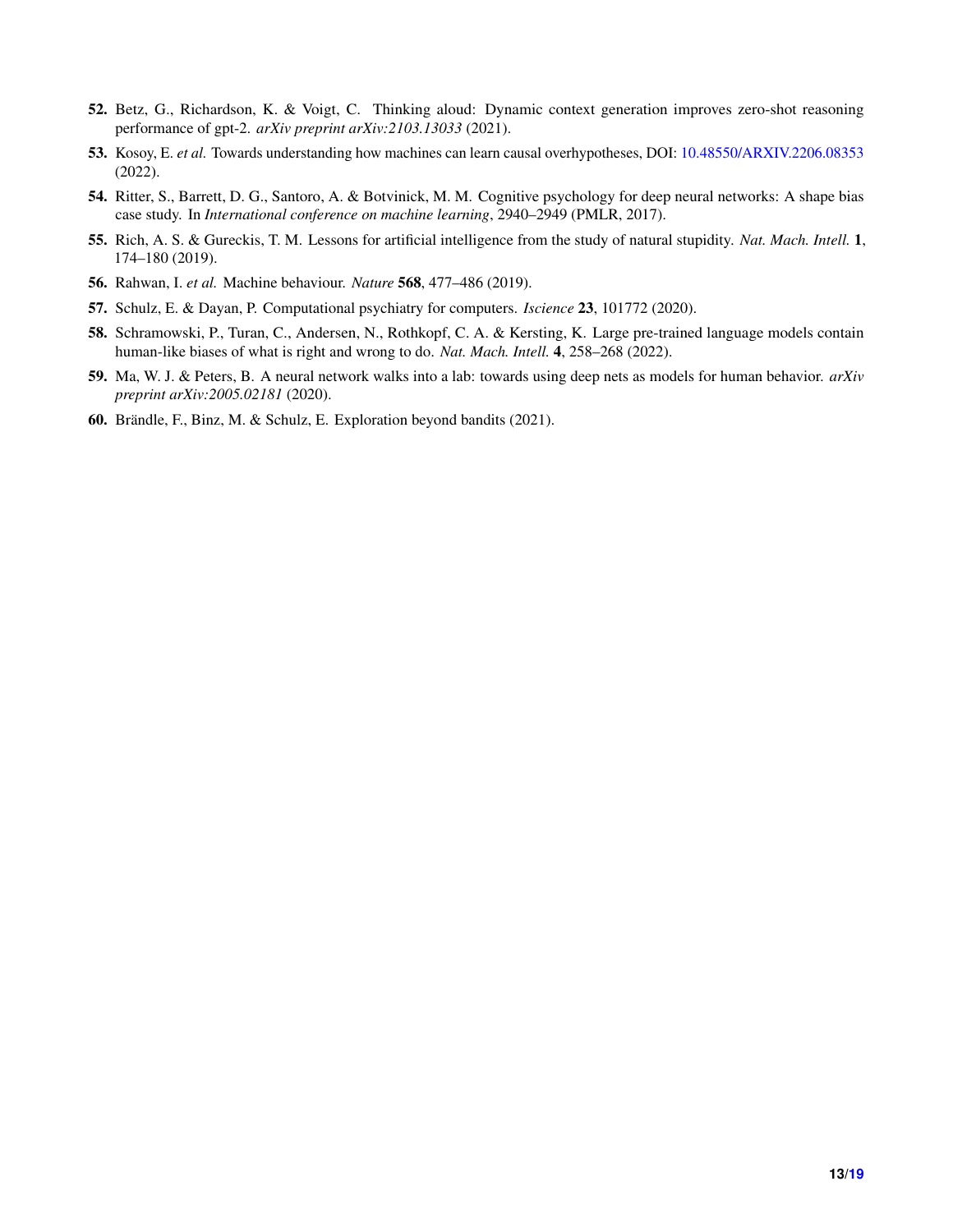52. Betz, G., Richardson, K. & Voigt, C. Thinking aloud: Dynamic context generation improves zero-shot reasoning performance of gpt-2. *arXiv preprint arXiv:2103.13033* (2021).
53. Kosoy, E. *et al.* Towards understanding how machines can learn causal overhypotheses, DOI: 10.48550/ARXIV.2206.08353 (2022).
54. Ritter, S., Barrett, D. G., Santoro, A. & Botvinick, M. M. Cognitive psychology for deep neural networks: A shape bias case study. In *International conference on machine learning*, 2940–2949 (PMLR, 2017).
55. Rich, A. S. & Gureckis, T. M. Lessons for artificial intelligence from the study of natural stupidity. *Nat. Mach. Intell.* **1**, 174–180 (2019).
56. Rahwan, I. *et al.* Machine behaviour. *Nature* **568**, 477–486 (2019).
57. Schulz, E. & Dayan, P. Computational psychiatry for computers. *Iscience* **23**, 101772 (2020).
58. Schramowski, P., Turan, C., Andersen, N., Rothkopf, C. A. & Kersting, K. Large pre-trained language models contain human-like biases of what is right and wrong to do. *Nat. Mach. Intell.* **4**, 258–268 (2022).
59. Ma, W. J. & Peters, B. A neural network walks into a lab: towards using deep nets as models for human behavior. *arXiv preprint arXiv:2005.02181* (2020).
60. Brändle, F., Binz, M. & Schulz, E. Exploration beyond bandits (2021).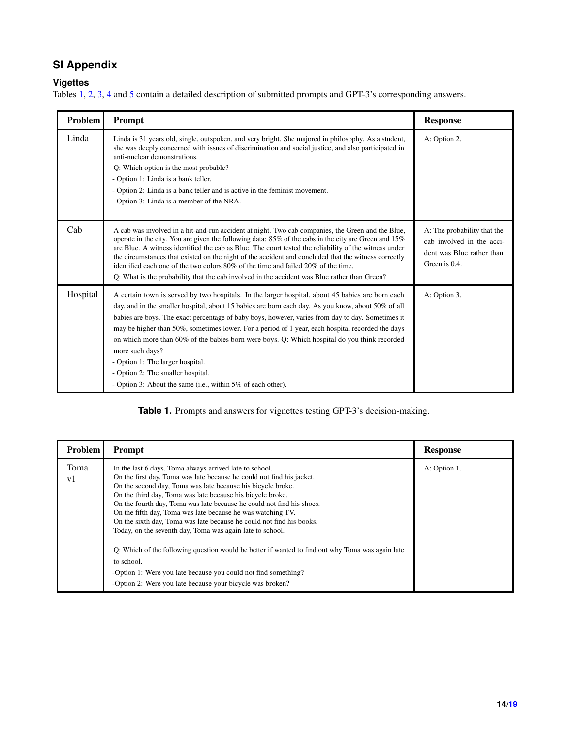## SI Appendix

### Vigettes

Tables 1, 2, 3, 4 and 5 contain a detailed description of submitted prompts and GPT-3's corresponding answers.

| Problem | Prompt | Response |
|---|---|---|
| Linda | Linda is 31 years old, single, outspoken, and very bright. She majored in philosophy. As a student, she was deeply concerned with issues of discrimination and social justice, and also participated in anti-nuclear demonstrations.<br>Q: Which option is the most probable?<br>- Option 1: Linda is a bank teller.<br>- Option 2: Linda is a bank teller and is active in the feminist movement.<br>- Option 3: Linda is a member of the NRA. | A: Option 2. |
| Cab | A cab was involved in a hit-and-run accident at night. Two cab companies, the Green and the Blue, operate in the city. You are given the following data: 85% of the cabs in the city are Green and 15% are Blue. A witness identified the cab as Blue. The court tested the reliability of the witness under the circumstances that existed on the night of the accident and concluded that the witness correctly identified each one of the two colors 80% of the time and failed 20% of the time.<br>Q: What is the probability that the cab involved in the accident was Blue rather than Green? | A: The probability that the cab involved in the accident was Blue rather than Green is 0.4. |
| Hospital | A certain town is served by two hospitals. In the larger hospital, about 45 babies are born each day, and in the smaller hospital, about 15 babies are born each day. As you know, about 50% of all babies are boys. The exact percentage of baby boys, however, varies from day to day. Sometimes it may be higher than 50%, sometimes lower. For a period of 1 year, each hospital recorded the days on which more than 60% of the babies born were boys. Q: Which hospital do you think recorded more such days?<br>- Option 1: The larger hospital.<br>- Option 2: The smaller hospital.<br>- Option 3: About the same (i.e., within 5% of each other). | A: Option 3. |

**Table 1.** Prompts and answers for vignettes testing GPT-3's decision-making.

| Problem | Prompt | Response |
|---|---|---|
| Toma v1 | In the last 6 days, Toma always arrived late to school.<br>On the first day, Toma was late because he could not find his jacket.<br>On the second day, Toma was late because his bicycle broke.<br>On the third day, Toma was late because his bicycle broke.<br>On the fourth day, Toma was late because he could not find his shoes.<br>On the fifth day, Toma was late because he was watching TV.<br>On the sixth day, Toma was late because he could not find his books.<br>Today, on the seventh day, Toma was again late to school.<br><br>Q: Which of the following question would be better if wanted to find out why Toma was again late to school.<br>-Option 1: Were you late because you could not find something?<br>-Option 2: Were you late because your bicycle was broken? | A: Option 1. |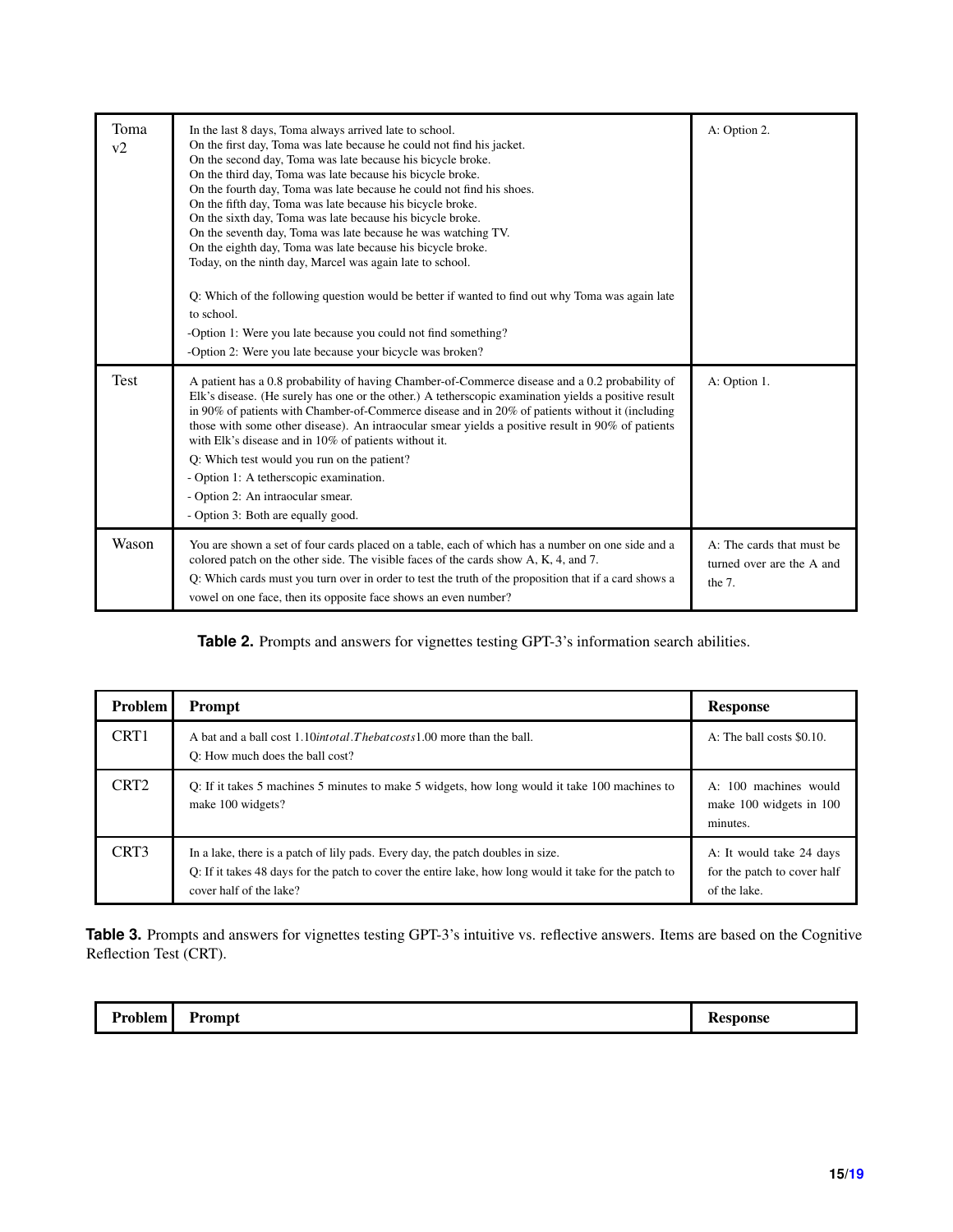| | | |
|---|---|---|
| Toma v2 | In the last 8 days, Toma always arrived late to school.<br>On the first day, Toma was late because he could not find his jacket.<br>On the second day, Toma was late because his bicycle broke.<br>On the third day, Toma was late because his bicycle broke.<br>On the fourth day, Toma was late because he could not find his shoes.<br>On the fifth day, Toma was late because his bicycle broke.<br>On the sixth day, Toma was late because his bicycle broke.<br>On the seventh day, Toma was late because he was watching TV.<br>On the eighth day, Toma was late because his bicycle broke.<br>Today, on the ninth day, Marcel was again late to school.<br><br>Q: Which of the following question would be better if wanted to find out why Toma was again late to school.<br>-Option 1: Were you late because you could not find something?<br>-Option 2: Were you late because your bicycle was broken? | A: Option 2. |
| Test | A patient has a 0.8 probability of having Chamber-of-Commerce disease and a 0.2 probability of Elk's disease. (He surely has one or the other.) A tetherscopic examination yields a positive result in 90% of patients with Chamber-of-Commerce disease and in 20% of patients without it (including those with some other disease). An intraocular smear yields a positive result in 90% of patients with Elk's disease and in 10% of patients without it.<br>Q: Which test would you run on the patient?<br>- Option 1: A tetherscopic examination.<br>- Option 2: An intraocular smear.<br>- Option 3: Both are equally good. | A: Option 1. |
| Wason | You are shown a set of four cards placed on a table, each of which has a number on one side and a colored patch on the other side. The visible faces of the cards show A, K, 4, and 7.<br>Q: Which cards must you turn over in order to test the truth of the proposition that if a card shows a vowel on one face, then its opposite face shows an even number? | A: The cards that must be turned over are the A and the 7. |

**Table 2.** Prompts and answers for vignettes testing GPT-3's information search abilities.

| Problem | Prompt | Response |
|---|---|---|
| CRT1 | A bat and a ball cost 1.10*intotal.Thebatcosts*1.00 more than the ball.<br>Q: How much does the ball cost? | A: The ball costs $0.10. |
| CRT2 | Q: If it takes 5 machines 5 minutes to make 5 widgets, how long would it take 100 machines to make 100 widgets? | A: 100 machines would make 100 widgets in 100 minutes. |
| CRT3 | In a lake, there is a patch of lily pads. Every day, the patch doubles in size.<br>Q: If it takes 48 days for the patch to cover the entire lake, how long would it take for the patch to cover half of the lake? | A: It would take 24 days for the patch to cover half of the lake. |

**Table 3.** Prompts and answers for vignettes testing GPT-3's intuitive vs. reflective answers. Items are based on the Cognitive Reflection Test (CRT).

| Problem | Prompt | Response |
|---|---|---|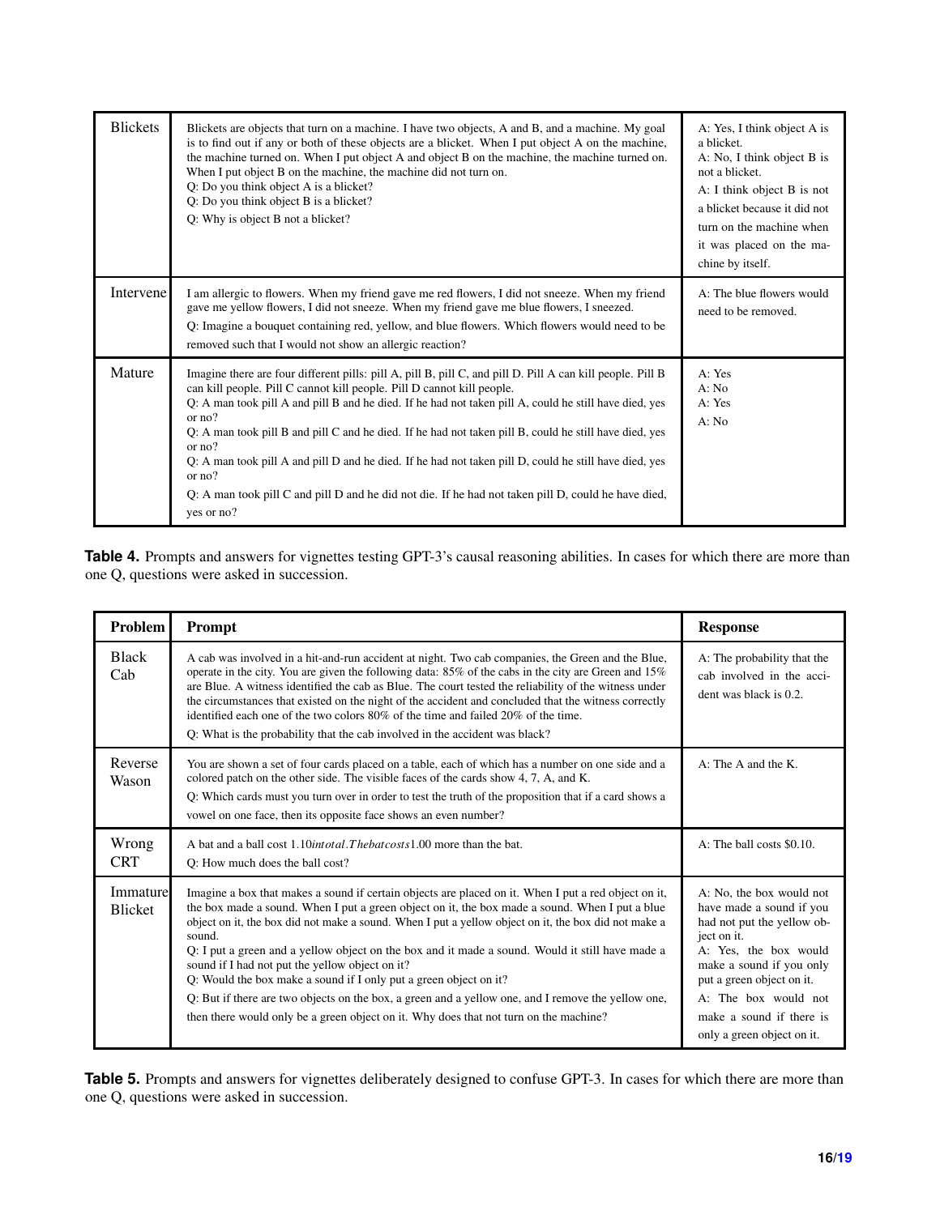| | | |
|---|---|---|
| Blickets | Blickets are objects that turn on a machine. I have two objects, A and B, and a machine. My goal is to find out if any or both of these objects are a blicket. When I put object A on the machine, the machine turned on. When I put object A and object B on the machine, the machine turned on. When I put object B on the machine, the machine did not turn on.<br>Q: Do you think object A is a blicket?<br>Q: Do you think object B is a blicket?<br>Q: Why is object B not a blicket? | A: Yes, I think object A is a blicket.<br>A: No, I think object B is not a blicket.<br>A: I think object B is not a blicket because it did not turn on the machine when it was placed on the machine by itself. |
| Intervene | I am allergic to flowers. When my friend gave me red flowers, I did not sneeze. When my friend gave me yellow flowers, I did not sneeze. When my friend gave me blue flowers, I sneezed.<br>Q: Imagine a bouquet containing red, yellow, and blue flowers. Which flowers would need to be removed such that I would not show an allergic reaction? | A: The blue flowers would need to be removed. |
| Mature | Imagine there are four different pills: pill A, pill B, pill C, and pill D. Pill A can kill people. Pill B can kill people. Pill C cannot kill people. Pill D cannot kill people.<br>Q: A man took pill A and pill B and he died. If he had not taken pill A, could he still have died, yes or no?<br>Q: A man took pill B and pill C and he died. If he had not taken pill B, could he still have died, yes or no?<br>Q: A man took pill A and pill D and he died. If he had not taken pill D, could he still have died, yes or no?<br>Q: A man took pill C and pill D and he did not die. If he had not taken pill D, could he have died, yes or no? | A: Yes<br>A: No<br>A: Yes<br>A: No |

**Table 4.** Prompts and answers for vignettes testing GPT-3's causal reasoning abilities. In cases for which there are more than one Q, questions were asked in succession.

| Problem | Prompt | Response |
|---|---|---|
| Black Cab | A cab was involved in a hit-and-run accident at night. Two cab companies, the Green and the Blue, operate in the city. You are given the following data: 85% of the cabs in the city are Green and 15% are Blue. A witness identified the cab as Blue. The court tested the reliability of the witness under the circumstances that existed on the night of the accident and concluded that the witness correctly identified each one of the two colors 80% of the time and failed 20% of the time.<br>Q: What is the probability that the cab involved in the accident was black? | A: The probability that the cab involved in the accident was black is 0.2. |
| Reverse Wason | You are shown a set of four cards placed on a table, each of which has a number on one side and a colored patch on the other side. The visible faces of the cards show 4, 7, A, and K.<br>Q: Which cards must you turn over in order to test the truth of the proposition that if a card shows a vowel on one face, then its opposite face shows an even number? | A: The A and the K. |
| Wrong CRT | A bat and a ball cost 1.10*intotal*.*Thebatcosts*1.00 more than the bat.<br>Q: How much does the ball cost? | A: The ball costs $0.10. |
| Immature Blicket | Imagine a box that makes a sound if certain objects are placed on it. When I put a red object on it, the box made a sound. When I put a green object on it, the box made a sound. When I put a blue object on it, the box did not make a sound. When I put a yellow object on it, the box did not make a sound.<br>Q: I put a green and a yellow object on the box and it made a sound. Would it still have made a sound if I had not put the yellow object on it?<br>Q: Would the box make a sound if I only put a green object on it?<br>Q: But if there are two objects on the box, a green and a yellow one, and I remove the yellow one, then there would only be a green object on it. Why does that not turn on the machine? | A: No, the box would not have made a sound if you had not put the yellow object on it.<br>A: Yes, the box would make a sound if you only put a green object on it.<br>A: The box would not make a sound if there is only a green object on it. |

**Table 5.** Prompts and answers for vignettes deliberately designed to confuse GPT-3. In cases for which there are more than one Q, questions were asked in succession.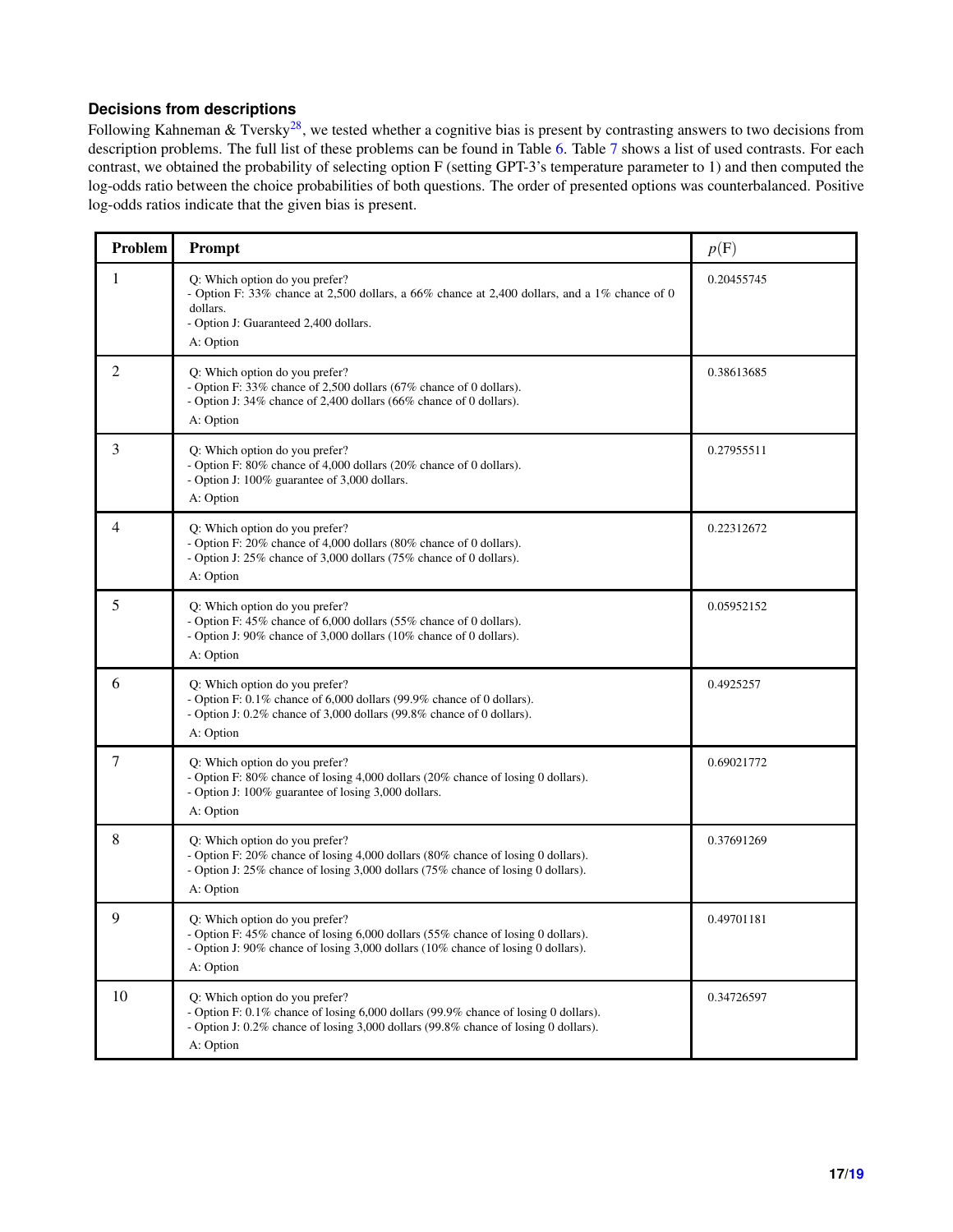### Decisions from descriptions

Following Kahneman & Tversky[28], we tested whether a cognitive bias is present by contrasting answers to two decisions from description problems. The full list of these problems can be found in Table 6. Table 7 shows a list of used contrasts. For each contrast, we obtained the probability of selecting option F (setting GPT-3's temperature parameter to 1) and then computed the log-odds ratio between the choice probabilities of both questions. The order of presented options was counterbalanced. Positive log-odds ratios indicate that the given bias is present.

| Problem | Prompt | $p(\text{F})$ |
|---|---|---|
| 1 | Q: Which option do you prefer?<br>- Option F: 33% chance at 2,500 dollars, a 66% chance at 2,400 dollars, and a 1% chance of 0 dollars.<br>- Option J: Guaranteed 2,400 dollars.<br>A: Option | 0.20455745 |
| 2 | Q: Which option do you prefer?<br>- Option F: 33% chance of 2,500 dollars (67% chance of 0 dollars).<br>- Option J: 34% chance of 2,400 dollars (66% chance of 0 dollars).<br>A: Option | 0.38613685 |
| 3 | Q: Which option do you prefer?<br>- Option F: 80% chance of 4,000 dollars (20% chance of 0 dollars).<br>- Option J: 100% guarantee of 3,000 dollars.<br>A: Option | 0.27955511 |
| 4 | Q: Which option do you prefer?<br>- Option F: 20% chance of 4,000 dollars (80% chance of 0 dollars).<br>- Option J: 25% chance of 3,000 dollars (75% chance of 0 dollars).<br>A: Option | 0.22312672 |
| 5 | Q: Which option do you prefer?<br>- Option F: 45% chance of 6,000 dollars (55% chance of 0 dollars).<br>- Option J: 90% chance of 3,000 dollars (10% chance of 0 dollars).<br>A: Option | 0.05952152 |
| 6 | Q: Which option do you prefer?<br>- Option F: 0.1% chance of 6,000 dollars (99.9% chance of 0 dollars).<br>- Option J: 0.2% chance of 3,000 dollars (99.8% chance of 0 dollars).<br>A: Option | 0.4925257 |
| 7 | Q: Which option do you prefer?<br>- Option F: 80% chance of losing 4,000 dollars (20% chance of losing 0 dollars).<br>- Option J: 100% guarantee of losing 3,000 dollars.<br>A: Option | 0.69021772 |
| 8 | Q: Which option do you prefer?<br>- Option F: 20% chance of losing 4,000 dollars (80% chance of losing 0 dollars).<br>- Option J: 25% chance of losing 3,000 dollars (75% chance of losing 0 dollars).<br>A: Option | 0.37691269 |
| 9 | Q: Which option do you prefer?<br>- Option F: 45% chance of losing 6,000 dollars (55% chance of losing 0 dollars).<br>- Option J: 90% chance of losing 3,000 dollars (10% chance of losing 0 dollars).<br>A: Option | 0.49701181 |
| 10 | Q: Which option do you prefer?<br>- Option F: 0.1% chance of losing 6,000 dollars (99.9% chance of losing 0 dollars).<br>- Option J: 0.2% chance of losing 3,000 dollars (99.8% chance of losing 0 dollars).<br>A: Option | 0.34726597 |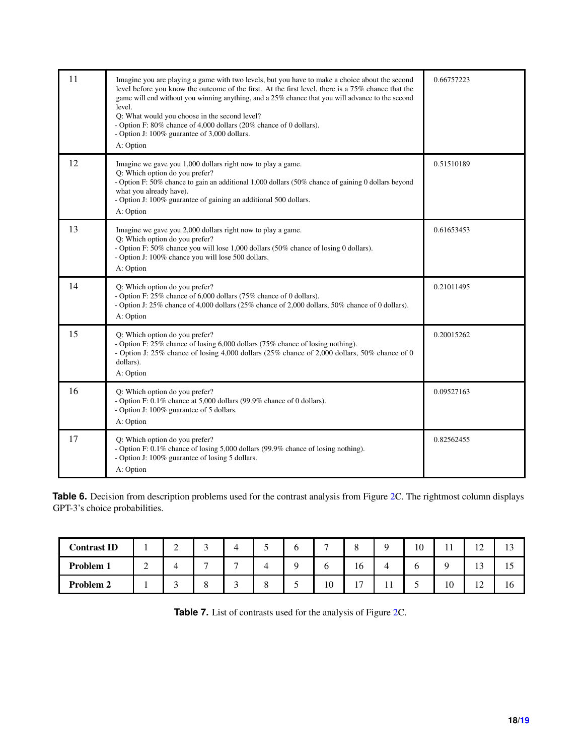| | | |
|---|---|---|
| 11 | Imagine you are playing a game with two levels, but you have to make a choice about the second level before you know the outcome of the first. At the first level, there is a 75% chance that the game will end without you winning anything, and a 25% chance that you will advance to the second level.<br>Q: What would you choose in the second level?<br>- Option F: 80% chance of 4,000 dollars (20% chance of 0 dollars).<br>- Option J: 100% guarantee of 3,000 dollars.<br>A: Option | 0.66757223 |
| 12 | Imagine we gave you 1,000 dollars right now to play a game.<br>Q: Which option do you prefer?<br>- Option F: 50% chance to gain an additional 1,000 dollars (50% chance of gaining 0 dollars beyond what you already have).<br>- Option J: 100% guarantee of gaining an additional 500 dollars.<br>A: Option | 0.51510189 |
| 13 | Imagine we gave you 2,000 dollars right now to play a game.<br>Q: Which option do you prefer?<br>- Option F: 50% chance you will lose 1,000 dollars (50% chance of losing 0 dollars).<br>- Option J: 100% chance you will lose 500 dollars.<br>A: Option | 0.61653453 |
| 14 | Q: Which option do you prefer?<br>- Option F: 25% chance of 6,000 dollars (75% chance of 0 dollars).<br>- Option J: 25% chance of 4,000 dollars (25% chance of 2,000 dollars, 50% chance of 0 dollars).<br>A: Option | 0.21011495 |
| 15 | Q: Which option do you prefer?<br>- Option F: 25% chance of losing 6,000 dollars (75% chance of losing nothing).<br>- Option J: 25% chance of losing 4,000 dollars (25% chance of 2,000 dollars, 50% chance of 0 dollars).<br>A: Option | 0.20015262 |
| 16 | Q: Which option do you prefer?<br>- Option F: 0.1% chance at 5,000 dollars (99.9% chance of 0 dollars).<br>- Option J: 100% guarantee of 5 dollars.<br>A: Option | 0.09527163 |
| 17 | Q: Which option do you prefer?<br>- Option F: 0.1% chance of losing 5,000 dollars (99.9% chance of losing nothing).<br>- Option J: 100% guarantee of losing 5 dollars.<br>A: Option | 0.82562455 |

**Table 6.** Decision from description problems used for the contrast analysis from Figure 2C. The rightmost column displays GPT-3's choice probabilities.

| **Contrast ID** | 1 | 2 | 3 | 4 | 5 | 6 | 7 | 8 | 9 | 10 | 11 | 12 | 13 |
|---|---|---|---|---|---|---|---|---|---|---|---|---|---|
| **Problem 1** | 2 | 4 | 7 | 7 | 4 | 9 | 6 | 16 | 4 | 6 | 9 | 13 | 15 |
| **Problem 2** | 1 | 3 | 8 | 3 | 8 | 5 | 10 | 17 | 11 | 5 | 10 | 12 | 16 |

**Table 7.** List of contrasts used for the analysis of Figure 2C.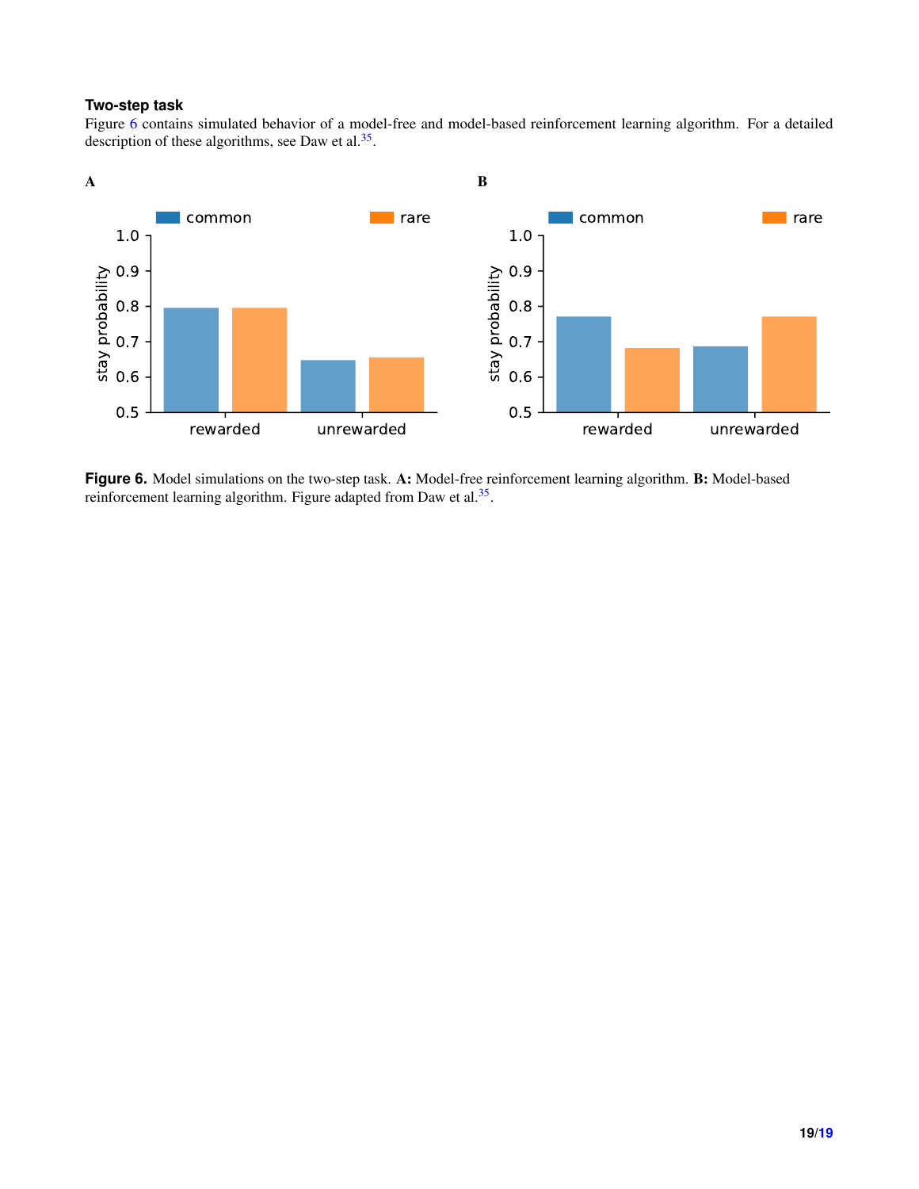### Two-step task

Figure 6 contains simulated behavior of a model-free and model-based reinforcement learning algorithm. For a detailed description of these algorithms, see Daw et al.[35].

A

common
rare
stay probability
1.0
0.9
0.8
0.7
0.6
0.5
rewarded
unrewarded

B

common
rare
stay probability
1.0
0.9
0.8
0.7
0.6
0.5
rewarded
unrewarded

**Figure 6.** Model simulations on the two-step task. **A:** Model-free reinforcement learning algorithm. **B:** Model-based reinforcement learning algorithm. Figure adapted from Daw et al.[35].